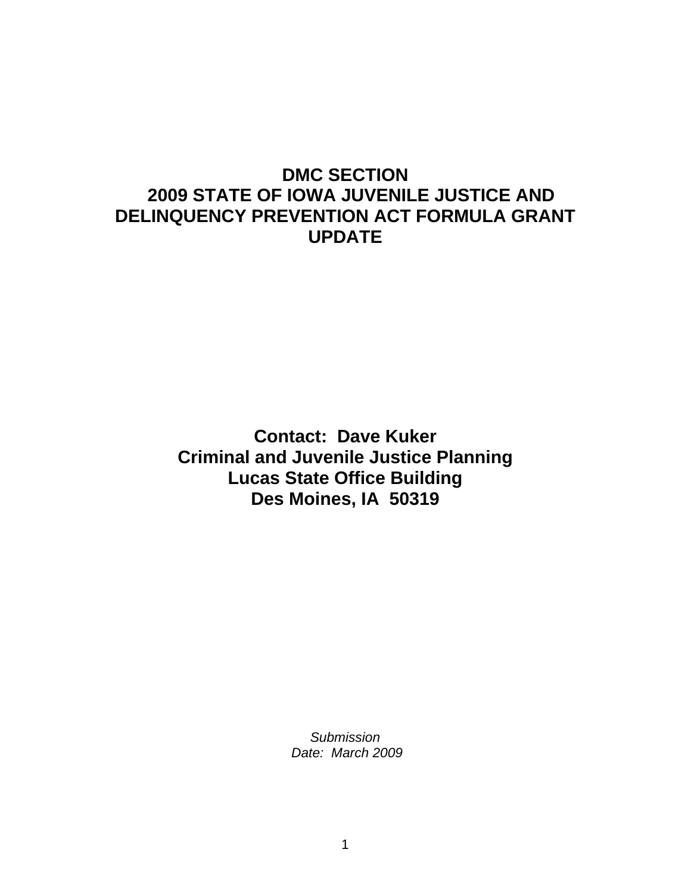# DMC SECTION
# 2009 STATE OF IOWA JUVENILE JUSTICE AND DELINQUENCY PREVENTION ACT FORMULA GRANT UPDATE

**Contact: Dave Kuker**
**Criminal and Juvenile Justice Planning**
**Lucas State Office Building**
**Des Moines, IA 50319**

*Submission Date: March 2009*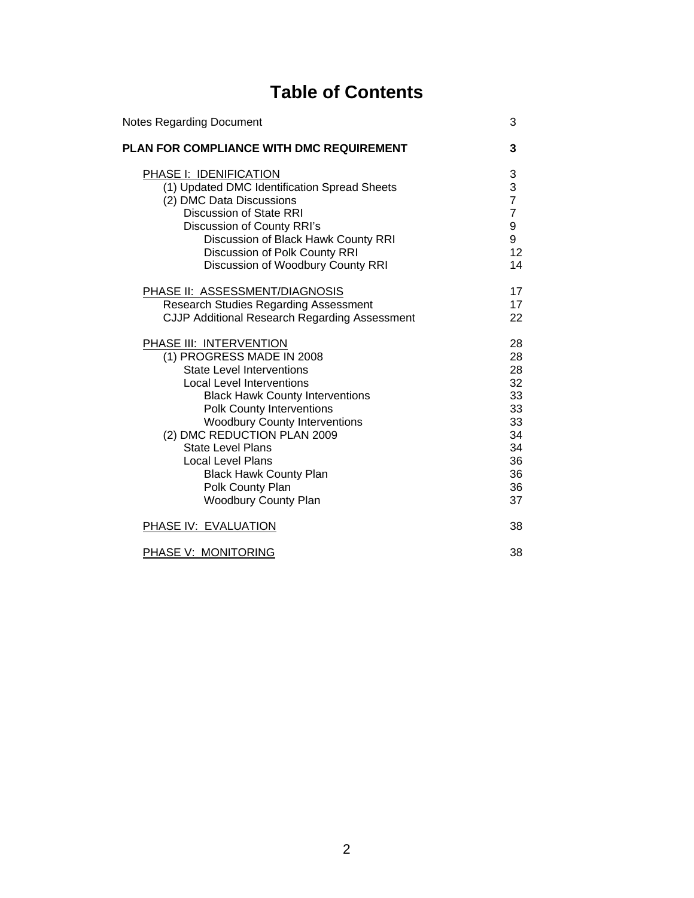# Table of Contents

| | |
|---|---|
| Notes Regarding Document | 3 |
| **PLAN FOR COMPLIANCE WITH DMC REQUIREMENT** | **3** |
| PHASE I: IDENIFICATION | 3 |
| (1) Updated DMC Identification Spread Sheets | 3 |
| (2) DMC Data Discussions | 7 |
| Discussion of State RRI | 7 |
| Discussion of County RRI's | 9 |
| Discussion of Black Hawk County RRI | 9 |
| Discussion of Polk County RRI | 12 |
| Discussion of Woodbury County RRI | 14 |
| PHASE II: ASSESSMENT/DIAGNOSIS | 17 |
| Research Studies Regarding Assessment | 17 |
| CJJP Additional Research Regarding Assessment | 22 |
| PHASE III: INTERVENTION | 28 |
| (1) PROGRESS MADE IN 2008 | 28 |
| State Level Interventions | 28 |
| Local Level Interventions | 32 |
| Black Hawk County Interventions | 33 |
| Polk County Interventions | 33 |
| Woodbury County Interventions | 33 |
| (2) DMC REDUCTION PLAN 2009 | 34 |
| State Level Plans | 34 |
| Local Level Plans | 36 |
| Black Hawk County Plan | 36 |
| Polk County Plan | 36 |
| Woodbury County Plan | 37 |
| PHASE IV: EVALUATION | 38 |
| PHASE V: MONITORING | 38 |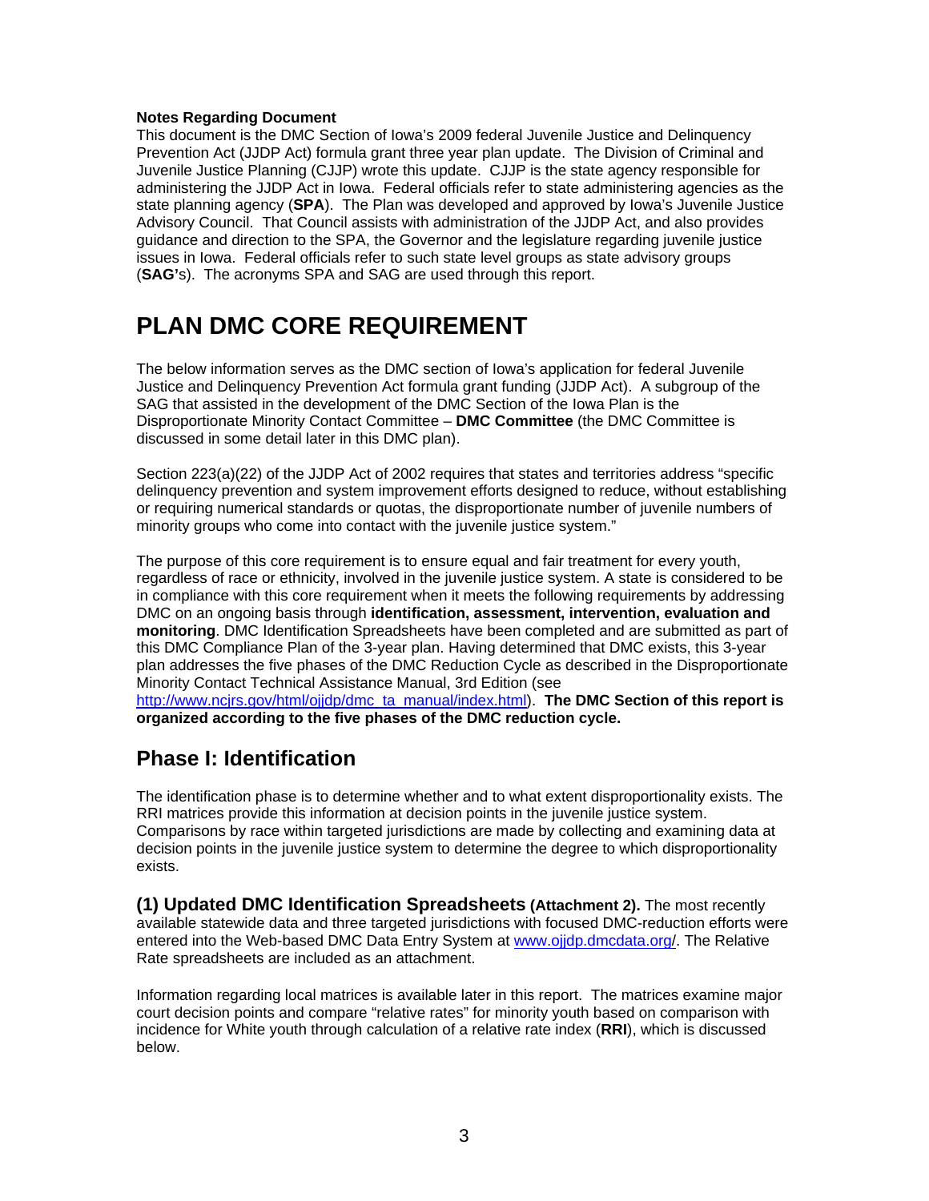**Notes Regarding Document**

This document is the DMC Section of Iowa's 2009 federal Juvenile Justice and Delinquency Prevention Act (JJDP Act) formula grant three year plan update. The Division of Criminal and Juvenile Justice Planning (CJJP) wrote this update. CJJP is the state agency responsible for administering the JJDP Act in Iowa. Federal officials refer to state administering agencies as the state planning agency (**SPA**). The Plan was developed and approved by Iowa's Juvenile Justice Advisory Council. That Council assists with administration of the JJDP Act, and also provides guidance and direction to the SPA, the Governor and the legislature regarding juvenile justice issues in Iowa. Federal officials refer to such state level groups as state advisory groups (**SAG'**s). The acronyms SPA and SAG are used through this report.

# PLAN DMC CORE REQUIREMENT

The below information serves as the DMC section of Iowa's application for federal Juvenile Justice and Delinquency Prevention Act formula grant funding (JJDP Act). A subgroup of the SAG that assisted in the development of the DMC Section of the Iowa Plan is the Disproportionate Minority Contact Committee – **DMC Committee** (the DMC Committee is discussed in some detail later in this DMC plan).

Section 223(a)(22) of the JJDP Act of 2002 requires that states and territories address "specific delinquency prevention and system improvement efforts designed to reduce, without establishing or requiring numerical standards or quotas, the disproportionate number of juvenile numbers of minority groups who come into contact with the juvenile justice system."

The purpose of this core requirement is to ensure equal and fair treatment for every youth, regardless of race or ethnicity, involved in the juvenile justice system. A state is considered to be in compliance with this core requirement when it meets the following requirements by addressing DMC on an ongoing basis through **identification, assessment, intervention, evaluation and monitoring**. DMC Identification Spreadsheets have been completed and are submitted as part of this DMC Compliance Plan of the 3-year plan. Having determined that DMC exists, this 3-year plan addresses the five phases of the DMC Reduction Cycle as described in the Disproportionate Minority Contact Technical Assistance Manual, 3rd Edition (see http://www.ncjrs.gov/html/ojjdp/dmc_ta_manual/index.html). **The DMC Section of this report is organized according to the five phases of the DMC reduction cycle.**

## Phase I: Identification

The identification phase is to determine whether and to what extent disproportionality exists. The RRI matrices provide this information at decision points in the juvenile justice system. Comparisons by race within targeted jurisdictions are made by collecting and examining data at decision points in the juvenile justice system to determine the degree to which disproportionality exists.

**(1) Updated DMC Identification Spreadsheets (Attachment 2).** The most recently available statewide data and three targeted jurisdictions with focused DMC-reduction efforts were entered into the Web-based DMC Data Entry System at www.ojjdp.dmcdata.org/. The Relative Rate spreadsheets are included as an attachment.

Information regarding local matrices is available later in this report. The matrices examine major court decision points and compare "relative rates" for minority youth based on comparison with incidence for White youth through calculation of a relative rate index (**RRI**), which is discussed below.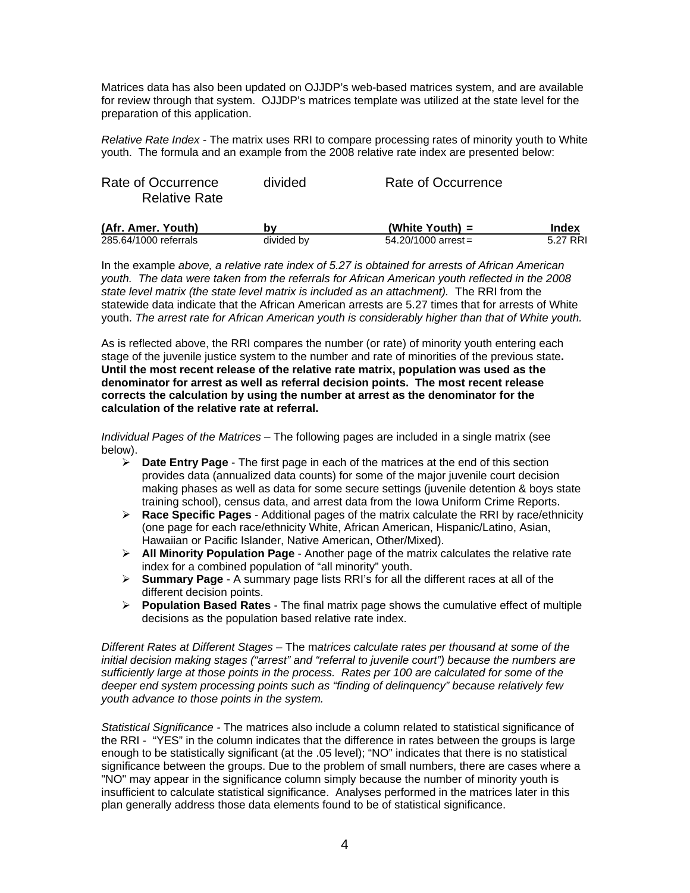Matrices data has also been updated on OJJDP's web-based matrices system, and are available for review through that system. OJJDP's matrices template was utilized at the state level for the preparation of this application.

*Relative Rate Index* - The matrix uses RRI to compare processing rates of minority youth to White youth. The formula and an example from the 2008 relative rate index are presented below:

| Rate of Occurrence | divided | Rate of Occurrence | Relative Rate |
|---|---|---|---|
| **(Afr. Amer. Youth)** | **by** | **(White Youth) =** | **Index** |
| 285.64/1000 referrals | divided by | 54.20/1000 arrest = | 5.27 RRI |

In the example *above, a relative rate index of 5.27 is obtained for arrests of African American youth. The data were taken from the referrals for African American youth reflected in the 2008 state level matrix (the state level matrix is included as an attachment).* The RRI from the statewide data indicate that the African American arrests are 5.27 times that for arrests of White youth. *The arrest rate for African American youth is considerably higher than that of White youth.*

As is reflected above, the RRI compares the number (or rate) of minority youth entering each stage of the juvenile justice system to the number and rate of minorities of the previous state**. Until the most recent release of the relative rate matrix, population was used as the denominator for arrest as well as referral decision points. The most recent release corrects the calculation by using the number at arrest as the denominator for the calculation of the relative rate at referral.**

*Individual Pages of the Matrices* – The following pages are included in a single matrix (see below).

- **Date Entry Page** - The first page in each of the matrices at the end of this section provides data (annualized data counts) for some of the major juvenile court decision making phases as well as data for some secure settings (juvenile detention & boys state training school), census data, and arrest data from the Iowa Uniform Crime Reports.
- **Race Specific Pages** - Additional pages of the matrix calculate the RRI by race/ethnicity (one page for each race/ethnicity White, African American, Hispanic/Latino, Asian, Hawaiian or Pacific Islander, Native American, Other/Mixed).
- **All Minority Population Page** - Another page of the matrix calculates the relative rate index for a combined population of "all minority" youth.
- **Summary Page** - A summary page lists RRI's for all the different races at all of the different decision points.
- **Population Based Rates** - The final matrix page shows the cumulative effect of multiple decisions as the population based relative rate index.

*Different Rates at Different Stages* – The m*atrices calculate rates per thousand at some of the initial decision making stages ("arrest" and "referral to juvenile court") because the numbers are sufficiently large at those points in the process. Rates per 100 are calculated for some of the deeper end system processing points such as "finding of delinquency" because relatively few youth advance to those points in the system.*

*Statistical Significance -* The matrices also include a column related to statistical significance of the RRI - "YES" in the column indicates that the difference in rates between the groups is large enough to be statistically significant (at the .05 level); "NO" indicates that there is no statistical significance between the groups. Due to the problem of small numbers, there are cases where a "NO" may appear in the significance column simply because the number of minority youth is insufficient to calculate statistical significance. Analyses performed in the matrices later in this plan generally address those data elements found to be of statistical significance.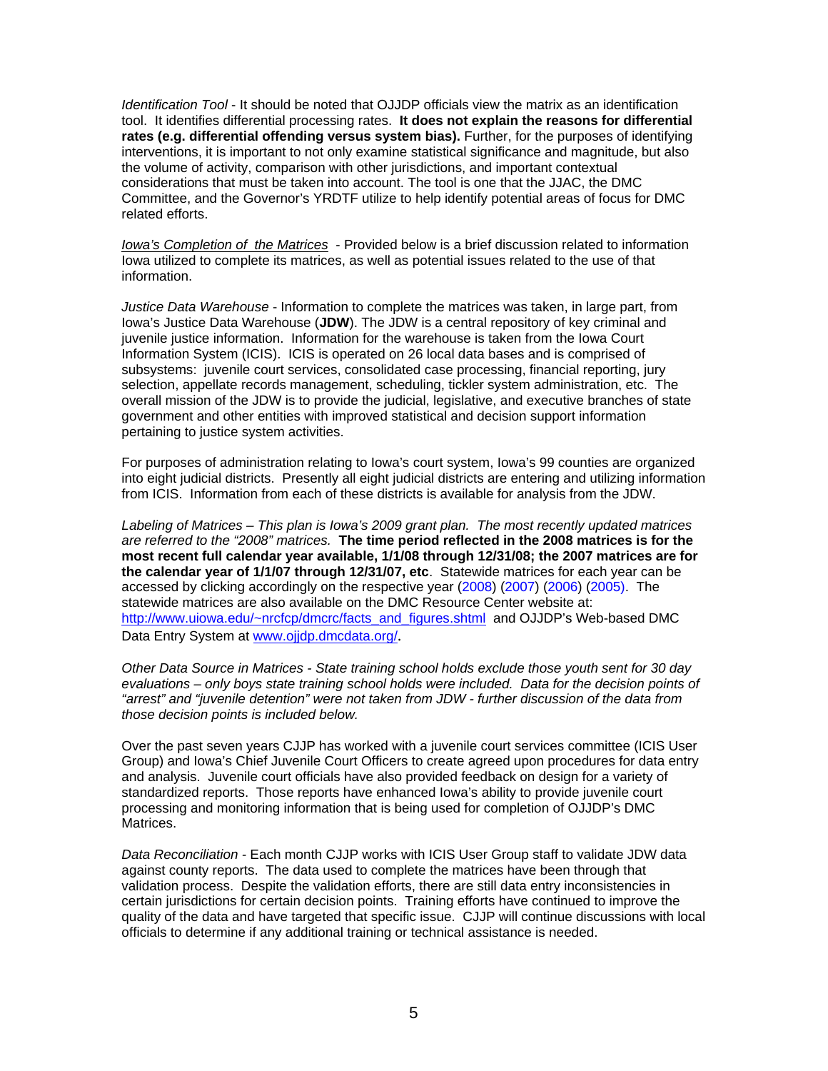*Identification Tool* - It should be noted that OJJDP officials view the matrix as an identification tool. It identifies differential processing rates. **It does not explain the reasons for differential rates (e.g. differential offending versus system bias).** Further, for the purposes of identifying interventions, it is important to not only examine statistical significance and magnitude, but also the volume of activity, comparison with other jurisdictions, and important contextual considerations that must be taken into account. The tool is one that the JJAC, the DMC Committee, and the Governor's YRDTF utilize to help identify potential areas of focus for DMC related efforts.

*Iowa's Completion of the Matrices* - Provided below is a brief discussion related to information Iowa utilized to complete its matrices, as well as potential issues related to the use of that information.

*Justice Data Warehouse* - Information to complete the matrices was taken, in large part, from Iowa's Justice Data Warehouse (**JDW**). The JDW is a central repository of key criminal and juvenile justice information. Information for the warehouse is taken from the Iowa Court Information System (ICIS). ICIS is operated on 26 local data bases and is comprised of subsystems: juvenile court services, consolidated case processing, financial reporting, jury selection, appellate records management, scheduling, tickler system administration, etc. The overall mission of the JDW is to provide the judicial, legislative, and executive branches of state government and other entities with improved statistical and decision support information pertaining to justice system activities.

For purposes of administration relating to Iowa's court system, Iowa's 99 counties are organized into eight judicial districts. Presently all eight judicial districts are entering and utilizing information from ICIS. Information from each of these districts is available for analysis from the JDW.

*Labeling of Matrices – This plan is Iowa's 2009 grant plan. The most recently updated matrices are referred to the "2008" matrices.* **The time period reflected in the 2008 matrices is for the most recent full calendar year available, 1/1/08 through 12/31/08; the 2007 matrices are for the calendar year of 1/1/07 through 12/31/07, etc**. Statewide matrices for each year can be accessed by clicking accordingly on the respective year (2008) (2007) (2006) (2005). The statewide matrices are also available on the DMC Resource Center website at: http://www.uiowa.edu/~nrcfcp/dmcrc/facts_and_figures.shtml and OJJDP's Web-based DMC Data Entry System at www.ojjdp.dmcdata.org/.

*Other Data Source in Matrices - State training school holds exclude those youth sent for 30 day evaluations – only boys state training school holds were included. Data for the decision points of "arrest" and "juvenile detention" were not taken from JDW - further discussion of the data from those decision points is included below.*

Over the past seven years CJJP has worked with a juvenile court services committee (ICIS User Group) and Iowa's Chief Juvenile Court Officers to create agreed upon procedures for data entry and analysis. Juvenile court officials have also provided feedback on design for a variety of standardized reports. Those reports have enhanced Iowa's ability to provide juvenile court processing and monitoring information that is being used for completion of OJJDP's DMC Matrices.

*Data Reconciliation* - Each month CJJP works with ICIS User Group staff to validate JDW data against county reports. The data used to complete the matrices have been through that validation process. Despite the validation efforts, there are still data entry inconsistencies in certain jurisdictions for certain decision points. Training efforts have continued to improve the quality of the data and have targeted that specific issue. CJJP will continue discussions with local officials to determine if any additional training or technical assistance is needed.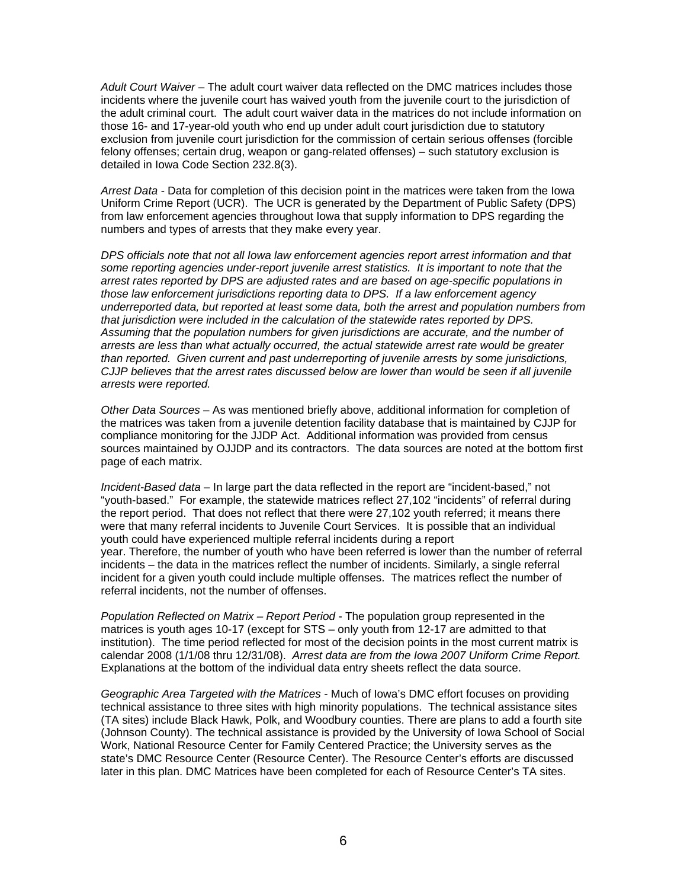*Adult Court Waiver* – The adult court waiver data reflected on the DMC matrices includes those incidents where the juvenile court has waived youth from the juvenile court to the jurisdiction of the adult criminal court. The adult court waiver data in the matrices do not include information on those 16- and 17-year-old youth who end up under adult court jurisdiction due to statutory exclusion from juvenile court jurisdiction for the commission of certain serious offenses (forcible felony offenses; certain drug, weapon or gang-related offenses) – such statutory exclusion is detailed in Iowa Code Section 232.8(3).

*Arrest Data* - Data for completion of this decision point in the matrices were taken from the Iowa Uniform Crime Report (UCR). The UCR is generated by the Department of Public Safety (DPS) from law enforcement agencies throughout Iowa that supply information to DPS regarding the numbers and types of arrests that they make every year.

*DPS officials note that not all Iowa law enforcement agencies report arrest information and that some reporting agencies under-report juvenile arrest statistics. It is important to note that the arrest rates reported by DPS are adjusted rates and are based on age-specific populations in those law enforcement jurisdictions reporting data to DPS. If a law enforcement agency underreported data, but reported at least some data, both the arrest and population numbers from that jurisdiction were included in the calculation of the statewide rates reported by DPS. Assuming that the population numbers for given jurisdictions are accurate, and the number of arrests are less than what actually occurred, the actual statewide arrest rate would be greater than reported. Given current and past underreporting of juvenile arrests by some jurisdictions, CJJP believes that the arrest rates discussed below are lower than would be seen if all juvenile arrests were reported.*

*Other Data Sources* – As was mentioned briefly above, additional information for completion of the matrices was taken from a juvenile detention facility database that is maintained by CJJP for compliance monitoring for the JJDP Act. Additional information was provided from census sources maintained by OJJDP and its contractors. The data sources are noted at the bottom first page of each matrix.

*Incident-Based data* – In large part the data reflected in the report are "incident-based," not "youth-based." For example, the statewide matrices reflect 27,102 "incidents" of referral during the report period. That does not reflect that there were 27,102 youth referred; it means there were that many referral incidents to Juvenile Court Services. It is possible that an individual youth could have experienced multiple referral incidents during a report year. Therefore, the number of youth who have been referred is lower than the number of referral incidents – the data in the matrices reflect the number of incidents. Similarly, a single referral incident for a given youth could include multiple offenses. The matrices reflect the number of referral incidents, not the number of offenses.

*Population Reflected on Matrix – Report Period* - The population group represented in the matrices is youth ages 10-17 (except for STS – only youth from 12-17 are admitted to that institution). The time period reflected for most of the decision points in the most current matrix is calendar 2008 (1/1/08 thru 12/31/08). *Arrest data are from the Iowa 2007 Uniform Crime Report.* Explanations at the bottom of the individual data entry sheets reflect the data source.

*Geographic Area Targeted with the Matrices* - Much of Iowa's DMC effort focuses on providing technical assistance to three sites with high minority populations. The technical assistance sites (TA sites) include Black Hawk, Polk, and Woodbury counties. There are plans to add a fourth site (Johnson County). The technical assistance is provided by the University of Iowa School of Social Work, National Resource Center for Family Centered Practice; the University serves as the state's DMC Resource Center (Resource Center). The Resource Center's efforts are discussed later in this plan. DMC Matrices have been completed for each of Resource Center's TA sites.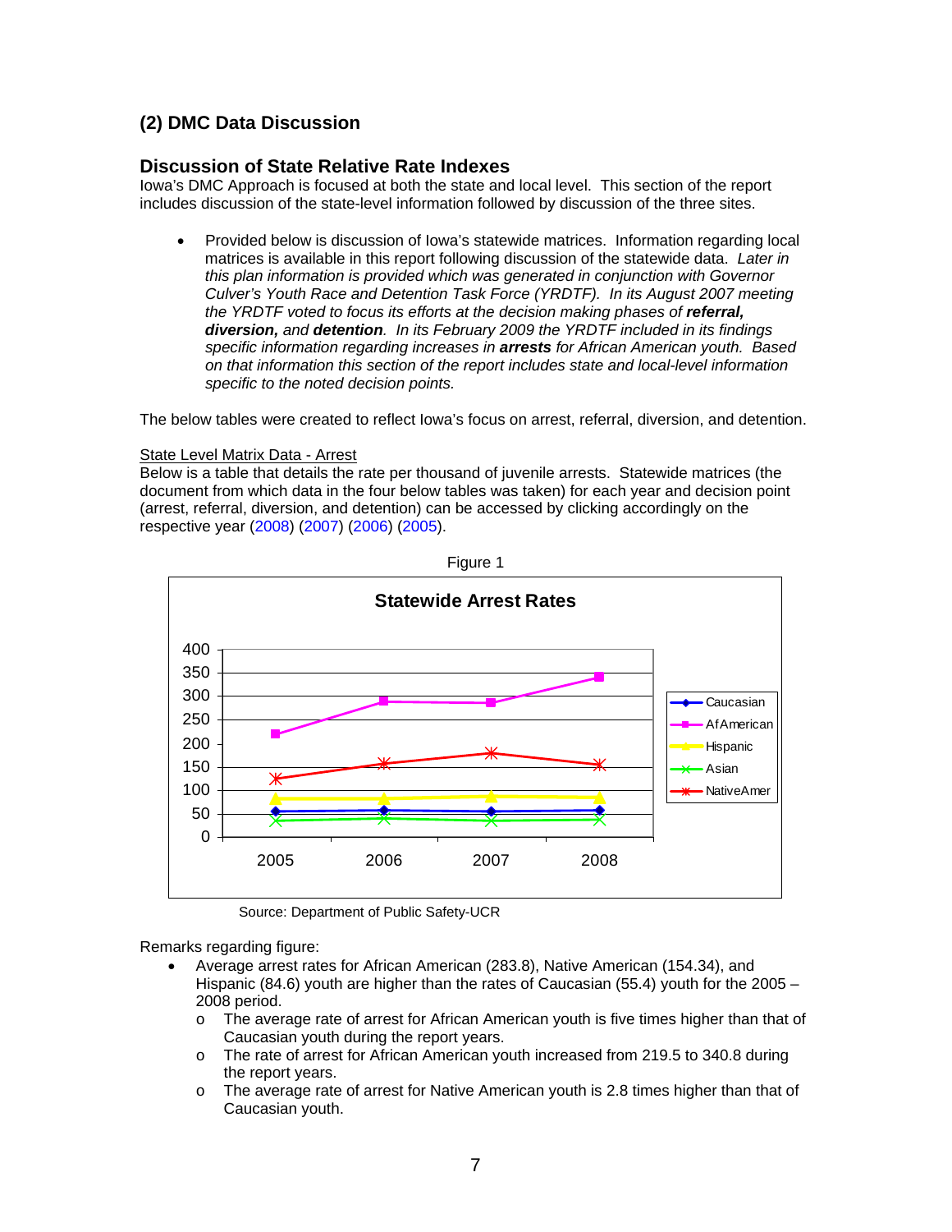## (2) DMC Data Discussion

### Discussion of State Relative Rate Indexes

Iowa's DMC Approach is focused at both the state and local level. This section of the report includes discussion of the state-level information followed by discussion of the three sites.

- Provided below is discussion of Iowa's statewide matrices. Information regarding local matrices is available in this report following discussion of the statewide data. *Later in this plan information is provided which was generated in conjunction with Governor Culver's Youth Race and Detention Task Force (YRDTF). In its August 2007 meeting the YRDTF voted to focus its efforts at the decision making phases of **referral, diversion,** and **detention**. In its February 2009 the YRDTF included in its findings specific information regarding increases in **arrests** for African American youth. Based on that information this section of the report includes state and local-level information specific to the noted decision points.*

The below tables were created to reflect Iowa's focus on arrest, referral, diversion, and detention.

State Level Matrix Data - Arrest

Below is a table that details the rate per thousand of juvenile arrests. Statewide matrices (the document from which data in the four below tables was taken) for each year and decision point (arrest, referral, diversion, and detention) can be accessed by clicking accordingly on the respective year (2008) (2007) (2006) (2005).

Figure 1

**Statewide Arrest Rates**

Source: Department of Public Safety-UCR

Remarks regarding figure:

- Average arrest rates for African American (283.8), Native American (154.34), and Hispanic (84.6) youth are higher than the rates of Caucasian (55.4) youth for the 2005 – 2008 period.
  - The average rate of arrest for African American youth is five times higher than that of Caucasian youth during the report years.
  - The rate of arrest for African American youth increased from 219.5 to 340.8 during the report years.
  - The average rate of arrest for Native American youth is 2.8 times higher than that of Caucasian youth.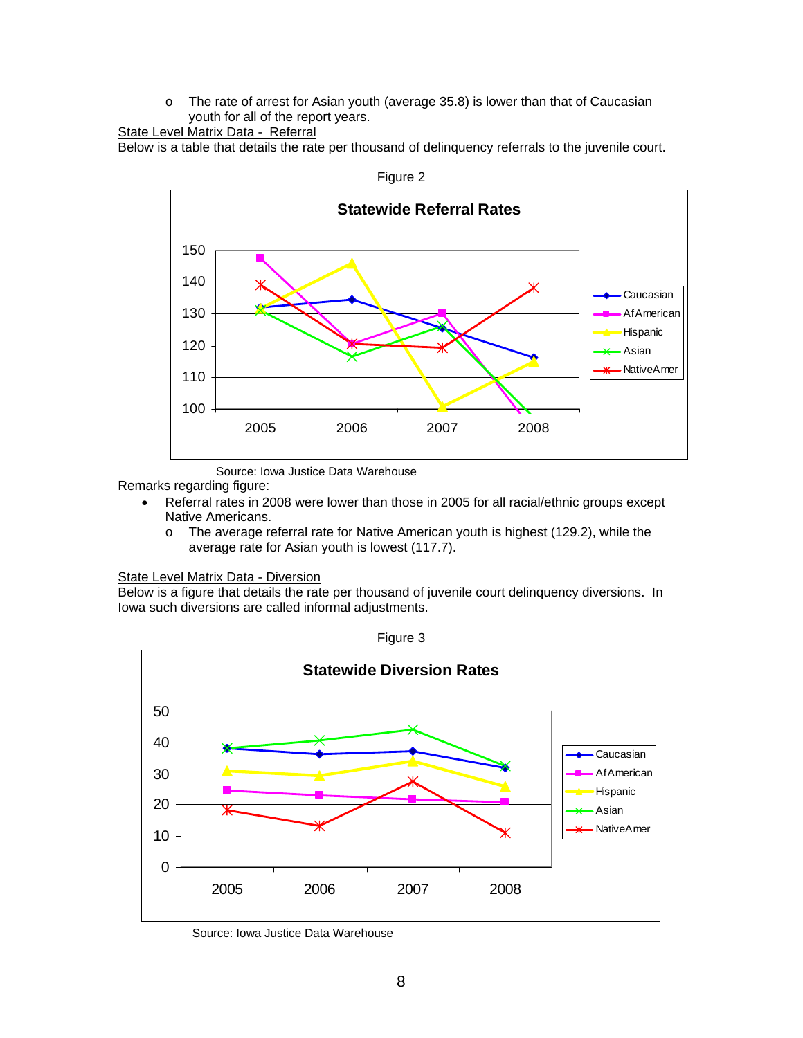- o The rate of arrest for Asian youth (average 35.8) is lower than that of Caucasian youth for all of the report years.

State Level Matrix Data - Referral

Below is a table that details the rate per thousand of delinquency referrals to the juvenile court.

Figure 2

Source: Iowa Justice Data Warehouse

Remarks regarding figure:

- Referral rates in 2008 were lower than those in 2005 for all racial/ethnic groups except Native Americans.
  - o The average referral rate for Native American youth is highest (129.2), while the average rate for Asian youth is lowest (117.7).

State Level Matrix Data - Diversion

Below is a figure that details the rate per thousand of juvenile court delinquency diversions. In Iowa such diversions are called informal adjustments.

Figure 3

Source: Iowa Justice Data Warehouse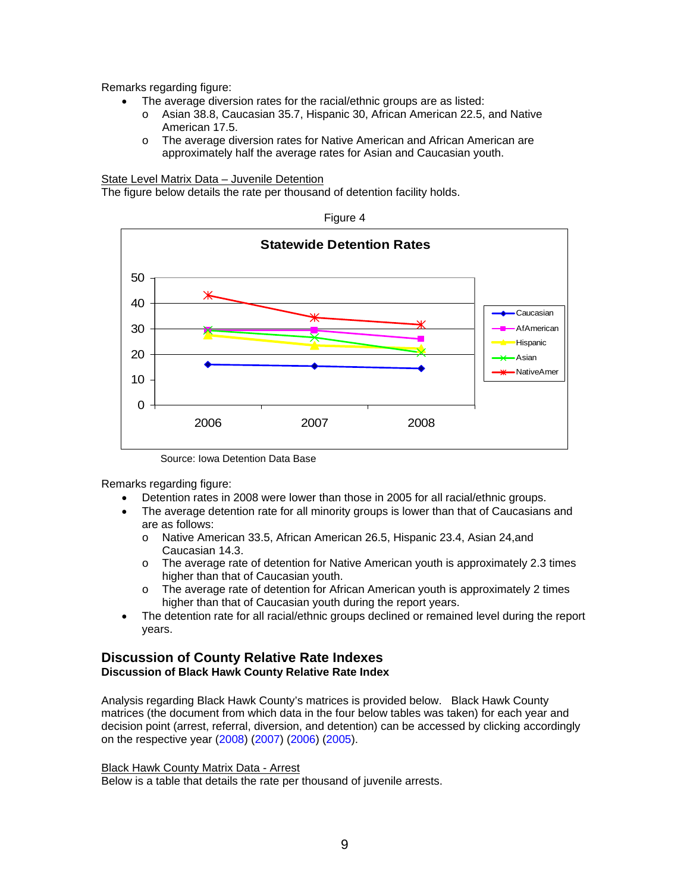Remarks regarding figure:

- The average diversion rates for the racial/ethnic groups are as listed:
  - Asian 38.8, Caucasian 35.7, Hispanic 30, African American 22.5, and Native American 17.5.
  - The average diversion rates for Native American and African American are approximately half the average rates for Asian and Caucasian youth.

State Level Matrix Data – Juvenile Detention

The figure below details the rate per thousand of detention facility holds.

Figure 4

Source: Iowa Detention Data Base

Remarks regarding figure:

- Detention rates in 2008 were lower than those in 2005 for all racial/ethnic groups.
- The average detention rate for all minority groups is lower than that of Caucasians and are as follows:
  - Native American 33.5, African American 26.5, Hispanic 23.4, Asian 24,and Caucasian 14.3.
  - The average rate of detention for Native American youth is approximately 2.3 times higher than that of Caucasian youth.
  - The average rate of detention for African American youth is approximately 2 times higher than that of Caucasian youth during the report years.
- The detention rate for all racial/ethnic groups declined or remained level during the report years.

## Discussion of County Relative Rate Indexes

### Discussion of Black Hawk County Relative Rate Index

Analysis regarding Black Hawk County's matrices is provided below. Black Hawk County matrices (the document from which data in the four below tables was taken) for each year and decision point (arrest, referral, diversion, and detention) can be accessed by clicking accordingly on the respective year (2008) (2007) (2006) (2005).

Black Hawk County Matrix Data - Arrest

Below is a table that details the rate per thousand of juvenile arrests.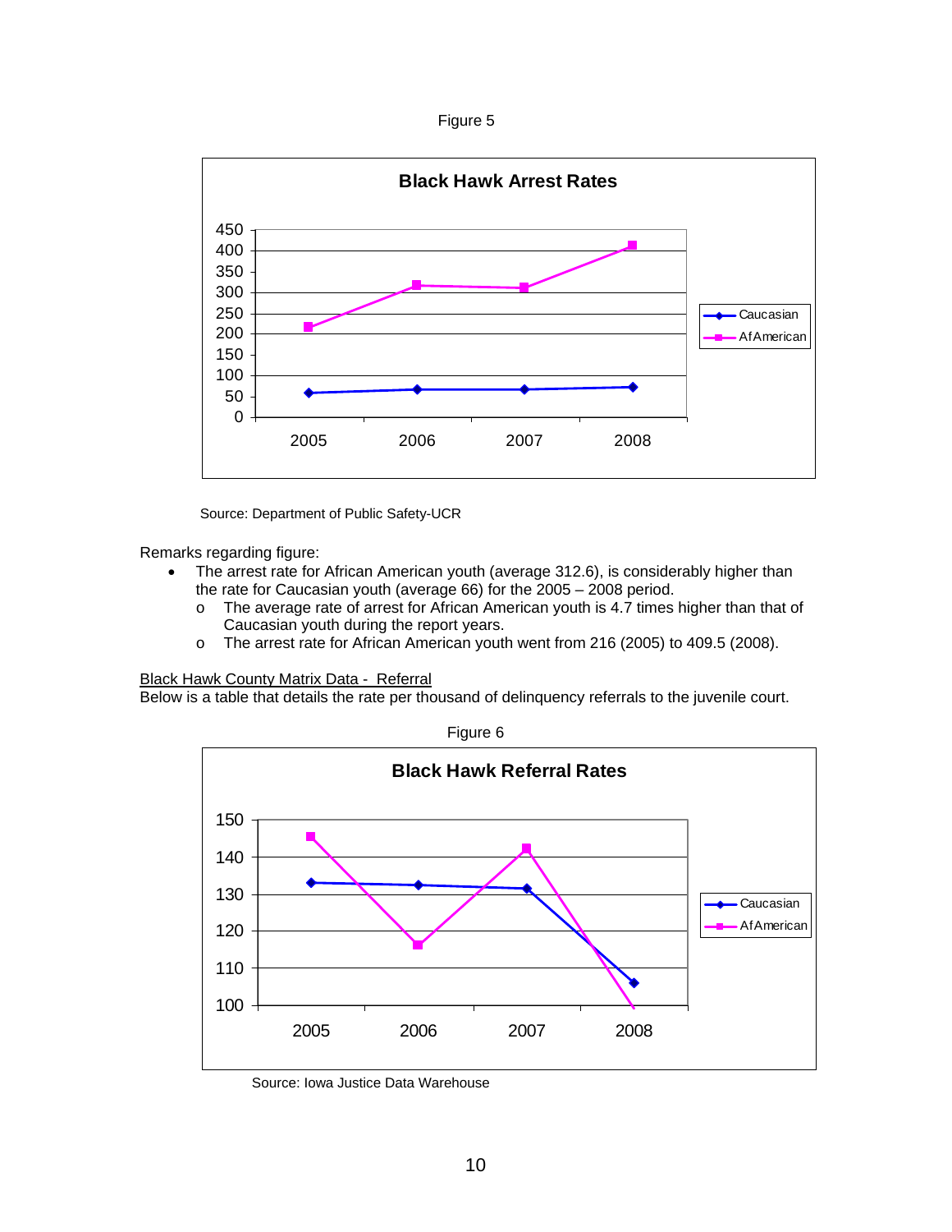Figure 5

**Black Hawk Arrest Rates**

Source: Department of Public Safety-UCR

Remarks regarding figure:

- The arrest rate for African American youth (average 312.6), is considerably higher than the rate for Caucasian youth (average 66) for the 2005 – 2008 period.
    - The average rate of arrest for African American youth is 4.7 times higher than that of Caucasian youth during the report years.
    - The arrest rate for African American youth went from 216 (2005) to 409.5 (2008).

<u>Black Hawk County Matrix Data - Referral</u>

Below is a table that details the rate per thousand of delinquency referrals to the juvenile court.

Figure 6

**Black Hawk Referral Rates**

Source: Iowa Justice Data Warehouse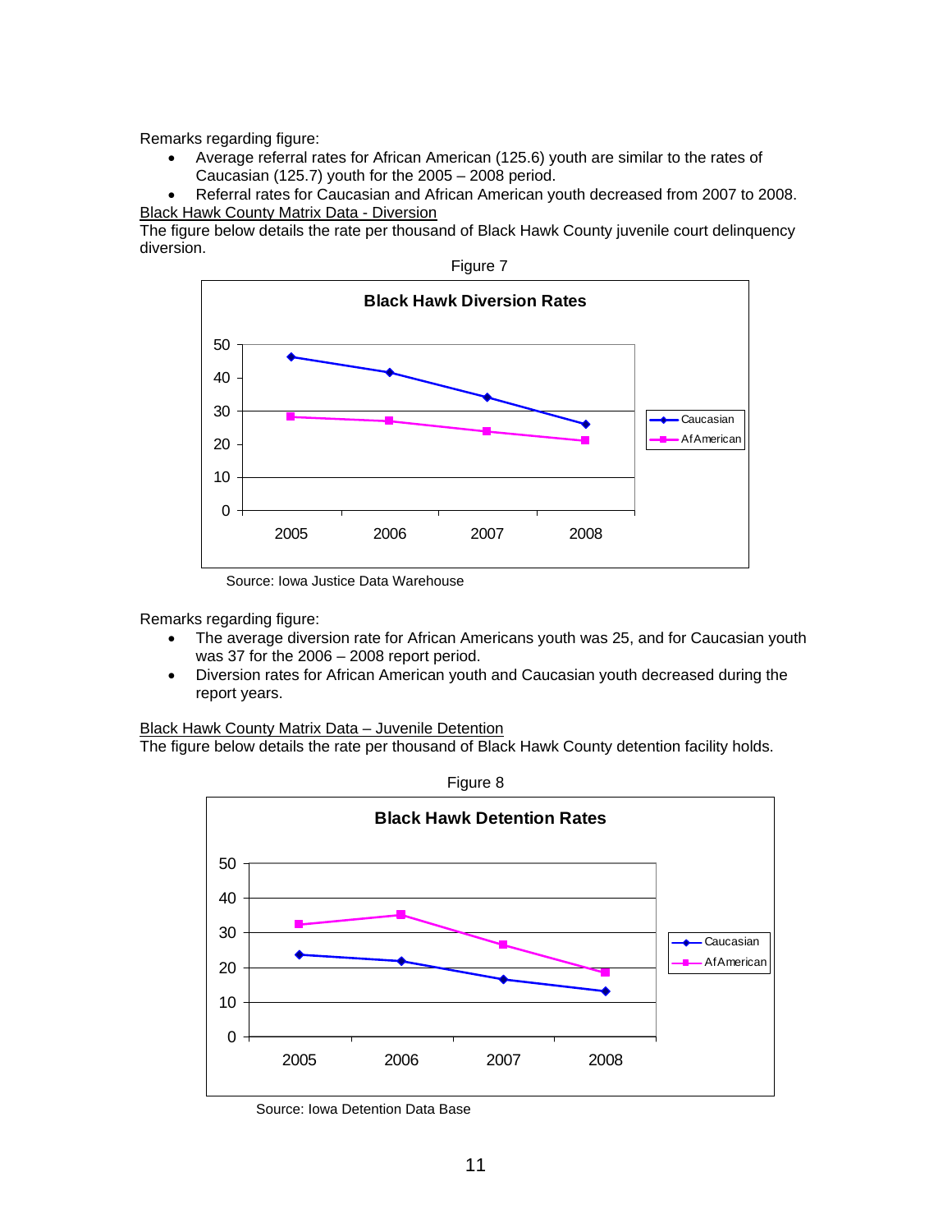Remarks regarding figure:

- Average referral rates for African American (125.6) youth are similar to the rates of Caucasian (125.7) youth for the 2005 – 2008 period.
- Referral rates for Caucasian and African American youth decreased from 2007 to 2008.

Black Hawk County Matrix Data - Diversion

The figure below details the rate per thousand of Black Hawk County juvenile court delinquency diversion.

Figure 7

**Black Hawk Diversion Rates**

Source: Iowa Justice Data Warehouse

Remarks regarding figure:

- The average diversion rate for African Americans youth was 25, and for Caucasian youth was 37 for the 2006 – 2008 report period.
- Diversion rates for African American youth and Caucasian youth decreased during the report years.

Black Hawk County Matrix Data – Juvenile Detention

The figure below details the rate per thousand of Black Hawk County detention facility holds.

Figure 8

**Black Hawk Detention Rates**

Source: Iowa Detention Data Base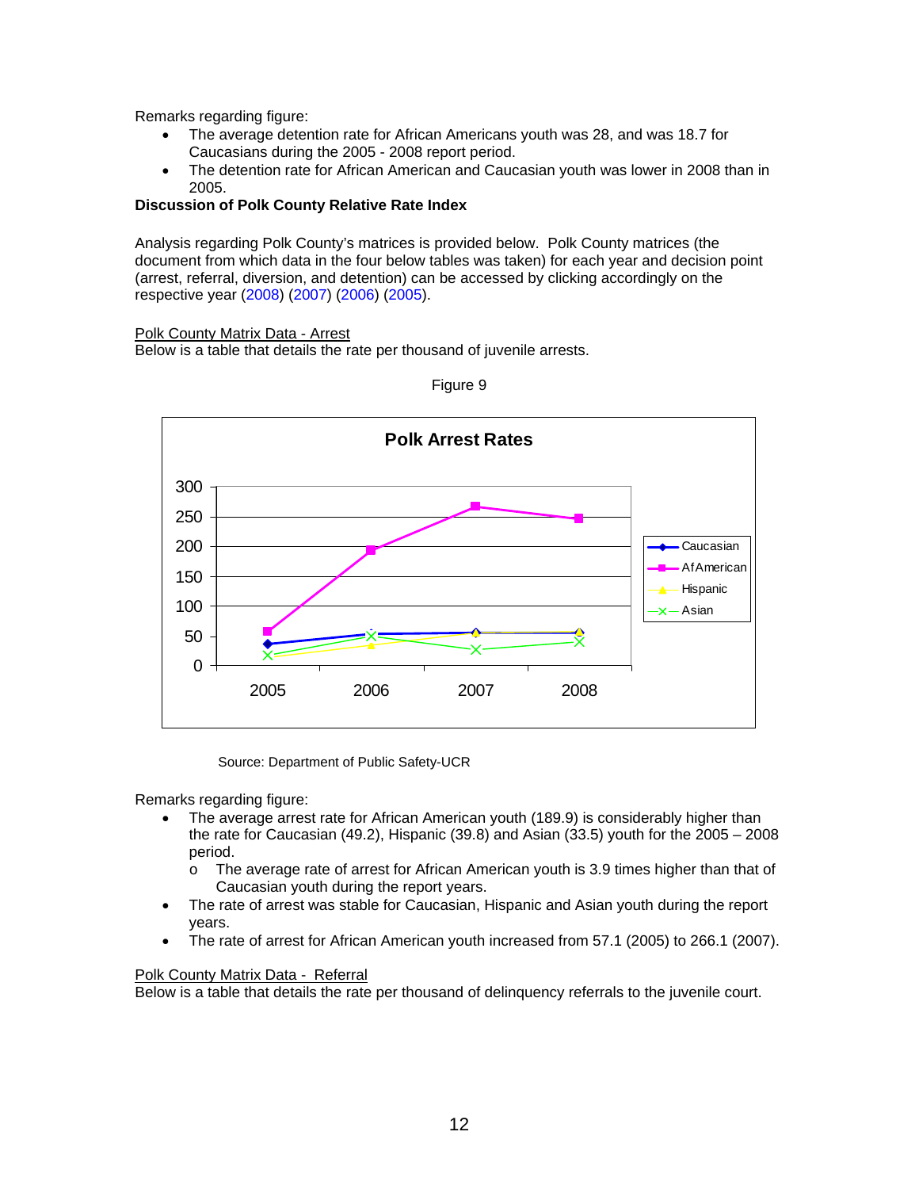Remarks regarding figure:

- The average detention rate for African Americans youth was 28, and was 18.7 for Caucasians during the 2005 - 2008 report period.
- The detention rate for African American and Caucasian youth was lower in 2008 than in 2005.

**Discussion of Polk County Relative Rate Index**

Analysis regarding Polk County's matrices is provided below. Polk County matrices (the document from which data in the four below tables was taken) for each year and decision point (arrest, referral, diversion, and detention) can be accessed by clicking accordingly on the respective year (2008) (2007) (2006) (2005).

Polk County Matrix Data - Arrest

Below is a table that details the rate per thousand of juvenile arrests.

Figure 9

Source: Department of Public Safety-UCR

Remarks regarding figure:

- The average arrest rate for African American youth (189.9) is considerably higher than the rate for Caucasian (49.2), Hispanic (39.8) and Asian (33.5) youth for the 2005 – 2008 period.
  - The average rate of arrest for African American youth is 3.9 times higher than that of Caucasian youth during the report years.
- The rate of arrest was stable for Caucasian, Hispanic and Asian youth during the report years.
- The rate of arrest for African American youth increased from 57.1 (2005) to 266.1 (2007).

Polk County Matrix Data - Referral

Below is a table that details the rate per thousand of delinquency referrals to the juvenile court.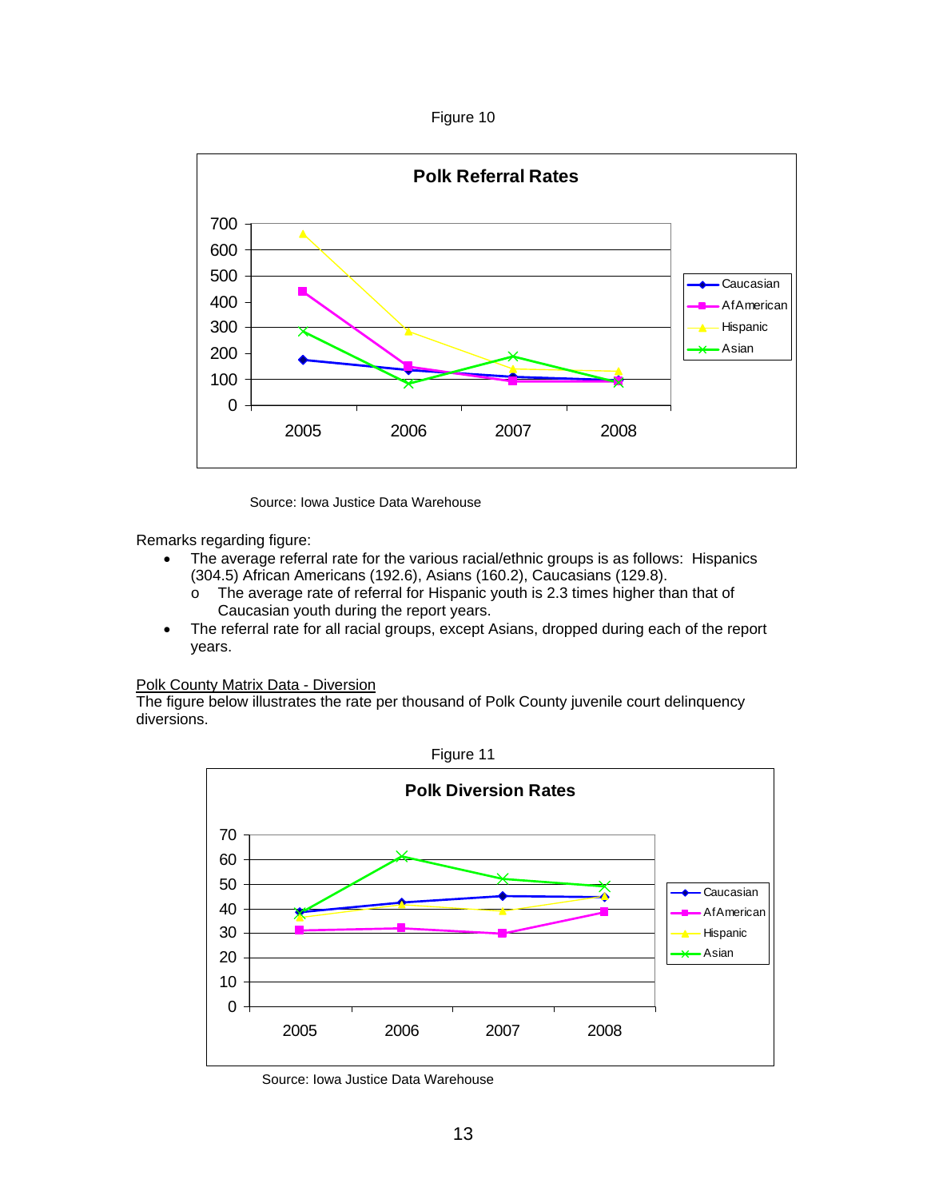Figure 10

Source: Iowa Justice Data Warehouse

Remarks regarding figure:

- The average referral rate for the various racial/ethnic groups is as follows: Hispanics (304.5) African Americans (192.6), Asians (160.2), Caucasians (129.8).
  - The average rate of referral for Hispanic youth is 2.3 times higher than that of Caucasian youth during the report years.
- The referral rate for all racial groups, except Asians, dropped during each of the report years.

Polk County Matrix Data - Diversion

The figure below illustrates the rate per thousand of Polk County juvenile court delinquency diversions.

Figure 11

Source: Iowa Justice Data Warehouse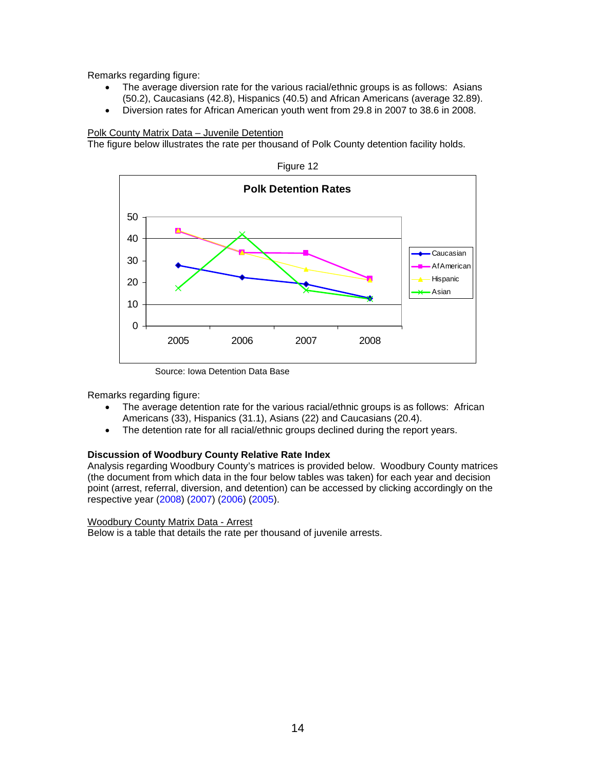Remarks regarding figure:

- The average diversion rate for the various racial/ethnic groups is as follows: Asians (50.2), Caucasians (42.8), Hispanics (40.5) and African Americans (average 32.89).
- Diversion rates for African American youth went from 29.8 in 2007 to 38.6 in 2008.

Polk County Matrix Data – Juvenile Detention

The figure below illustrates the rate per thousand of Polk County detention facility holds.

Figure 12

Source: Iowa Detention Data Base

Remarks regarding figure:

- The average detention rate for the various racial/ethnic groups is as follows: African Americans (33), Hispanics (31.1), Asians (22) and Caucasians (20.4).
- The detention rate for all racial/ethnic groups declined during the report years.

**Discussion of Woodbury County Relative Rate Index**

Analysis regarding Woodbury County's matrices is provided below. Woodbury County matrices (the document from which data in the four below tables was taken) for each year and decision point (arrest, referral, diversion, and detention) can be accessed by clicking accordingly on the respective year (2008) (2007) (2006) (2005).

Woodbury County Matrix Data - Arrest

Below is a table that details the rate per thousand of juvenile arrests.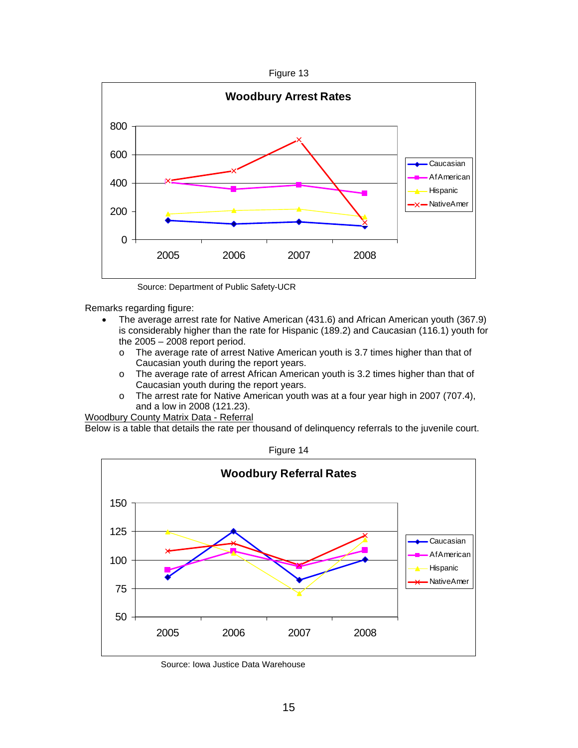Figure 13

Source: Department of Public Safety-UCR

Remarks regarding figure:

- The average arrest rate for Native American (431.6) and African American youth (367.9) is considerably higher than the rate for Hispanic (189.2) and Caucasian (116.1) youth for the 2005 – 2008 report period.
  - The average rate of arrest Native American youth is 3.7 times higher than that of Caucasian youth during the report years.
  - The average rate of arrest African American youth is 3.2 times higher than that of Caucasian youth during the report years.
  - The arrest rate for Native American youth was at a four year high in 2007 (707.4), and a low in 2008 (121.23).

<u>Woodbury County Matrix Data - Referral</u>

Below is a table that details the rate per thousand of delinquency referrals to the juvenile court.

Figure 14

Source: Iowa Justice Data Warehouse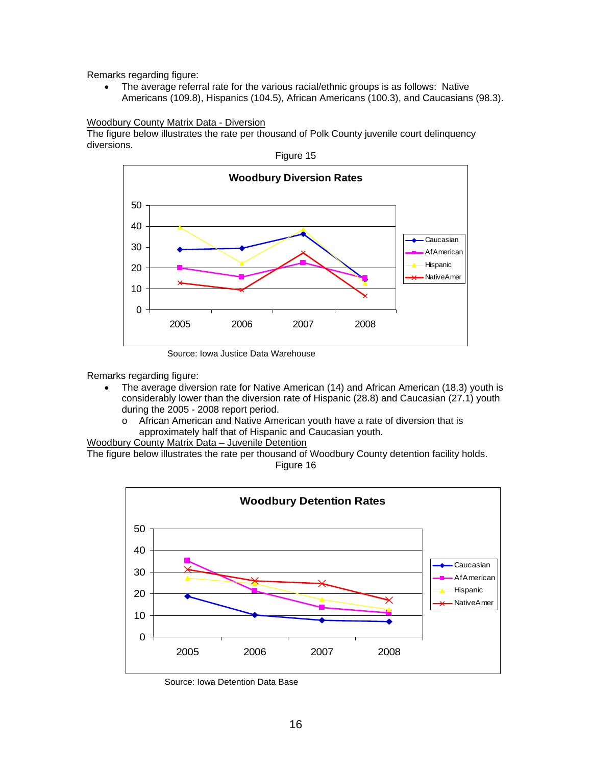Remarks regarding figure:

- The average referral rate for the various racial/ethnic groups is as follows: Native Americans (109.8), Hispanics (104.5), African Americans (100.3), and Caucasians (98.3).

Woodbury County Matrix Data - Diversion

The figure below illustrates the rate per thousand of Polk County juvenile court delinquency diversions.

Figure 15

**Woodbury Diversion Rates**

Source: Iowa Justice Data Warehouse

Remarks regarding figure:

- The average diversion rate for Native American (14) and African American (18.3) youth is considerably lower than the diversion rate of Hispanic (28.8) and Caucasian (27.1) youth during the 2005 - 2008 report period.
  - African American and Native American youth have a rate of diversion that is approximately half that of Hispanic and Caucasian youth.

Woodbury County Matrix Data – Juvenile Detention

The figure below illustrates the rate per thousand of Woodbury County detention facility holds.

Figure 16

**Woodbury Detention Rates**

Source: Iowa Detention Data Base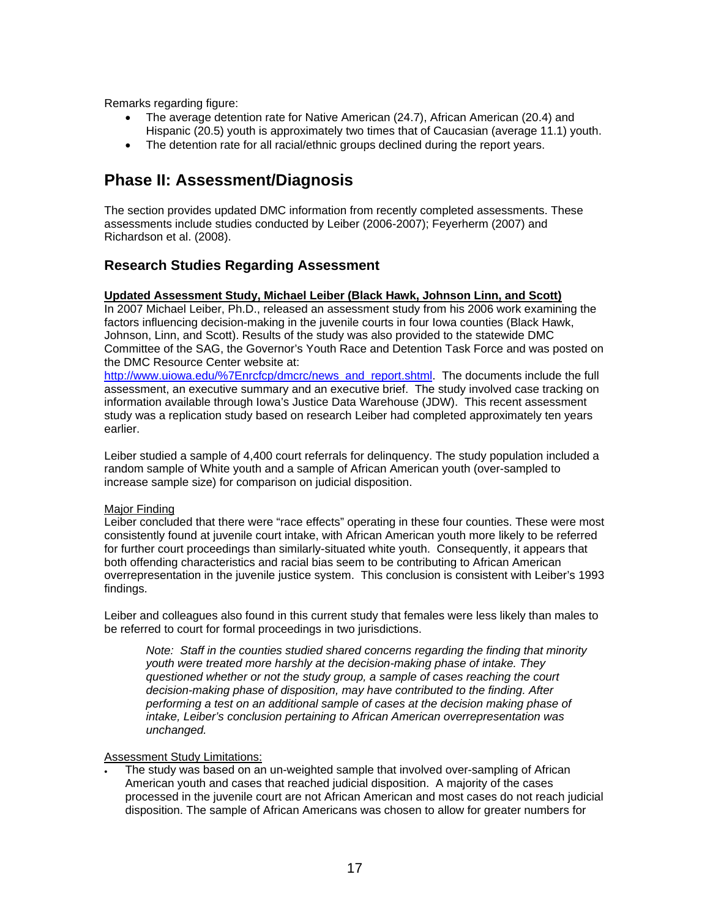Remarks regarding figure:

- The average detention rate for Native American (24.7), African American (20.4) and Hispanic (20.5) youth is approximately two times that of Caucasian (average 11.1) youth.
- The detention rate for all racial/ethnic groups declined during the report years.

# Phase II: Assessment/Diagnosis

The section provides updated DMC information from recently completed assessments. These assessments include studies conducted by Leiber (2006-2007); Feyerherm (2007) and Richardson et al. (2008).

## Research Studies Regarding Assessment

**Updated Assessment Study, Michael Leiber (Black Hawk, Johnson Linn, and Scott)**

In 2007 Michael Leiber, Ph.D., released an assessment study from his 2006 work examining the factors influencing decision-making in the juvenile courts in four Iowa counties (Black Hawk, Johnson, Linn, and Scott). Results of the study was also provided to the statewide DMC Committee of the SAG, the Governor's Youth Race and Detention Task Force and was posted on the DMC Resource Center website at: http://www.uiowa.edu/%7Enrcfcp/dmcrc/news_and_report.shtml. The documents include the full assessment, an executive summary and an executive brief. The study involved case tracking on information available through Iowa's Justice Data Warehouse (JDW). This recent assessment study was a replication study based on research Leiber had completed approximately ten years earlier.

Leiber studied a sample of 4,400 court referrals for delinquency. The study population included a random sample of White youth and a sample of African American youth (over-sampled to increase sample size) for comparison on judicial disposition.

Major Finding

Leiber concluded that there were "race effects" operating in these four counties. These were most consistently found at juvenile court intake, with African American youth more likely to be referred for further court proceedings than similarly-situated white youth. Consequently, it appears that both offending characteristics and racial bias seem to be contributing to African American overrepresentation in the juvenile justice system. This conclusion is consistent with Leiber's 1993 findings.

Leiber and colleagues also found in this current study that females were less likely than males to be referred to court for formal proceedings in two jurisdictions.

> *Note: Staff in the counties studied shared concerns regarding the finding that minority youth were treated more harshly at the decision-making phase of intake. They questioned whether or not the study group, a sample of cases reaching the court decision-making phase of disposition, may have contributed to the finding. After performing a test on an additional sample of cases at the decision making phase of intake, Leiber's conclusion pertaining to African American overrepresentation was unchanged.*

Assessment Study Limitations:

- The study was based on an un-weighted sample that involved over-sampling of African American youth and cases that reached judicial disposition. A majority of the cases processed in the juvenile court are not African American and most cases do not reach judicial disposition. The sample of African Americans was chosen to allow for greater numbers for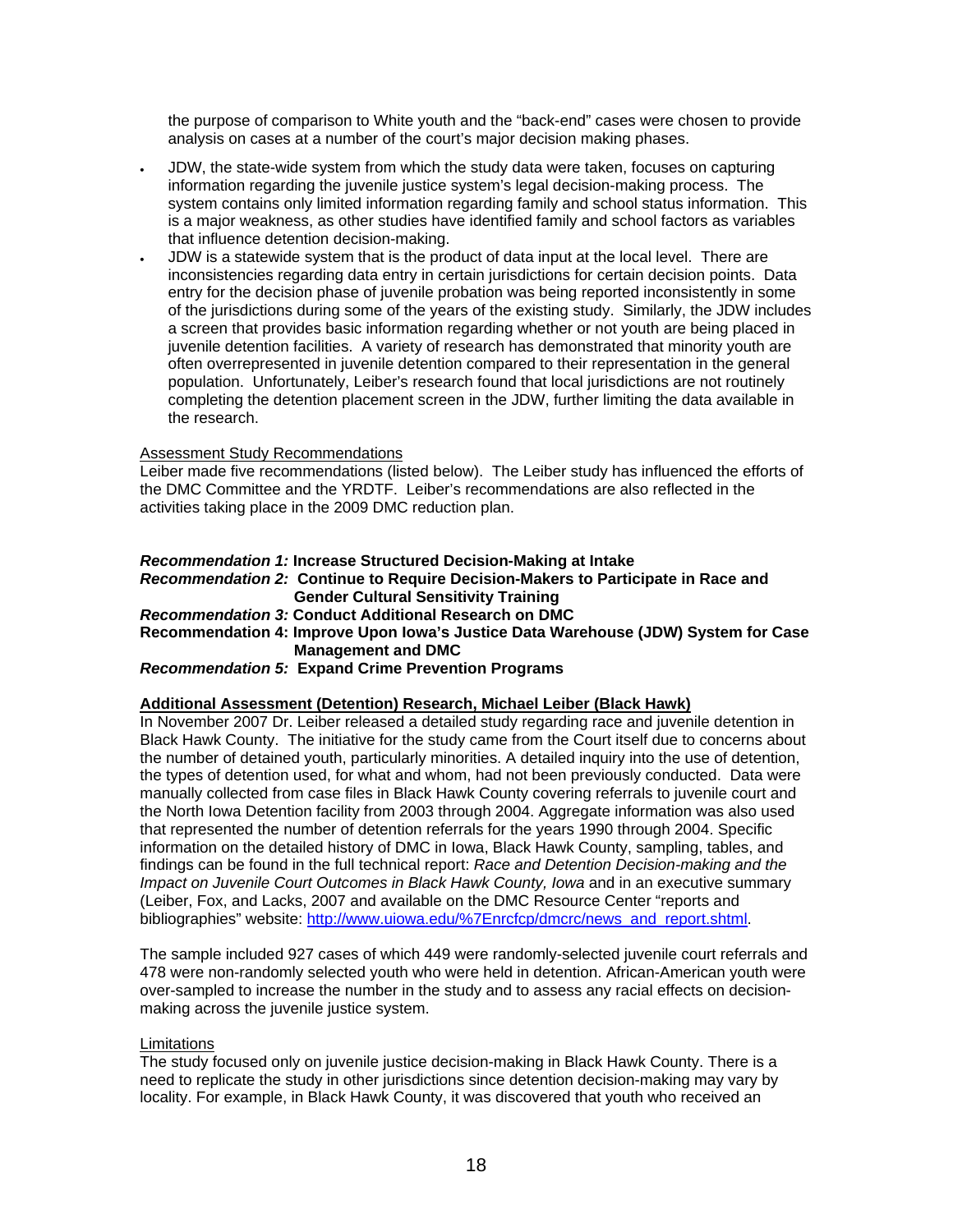the purpose of comparison to White youth and the "back-end" cases were chosen to provide analysis on cases at a number of the court's major decision making phases.

- JDW, the state-wide system from which the study data were taken, focuses on capturing information regarding the juvenile justice system's legal decision-making process. The system contains only limited information regarding family and school status information. This is a major weakness, as other studies have identified family and school factors as variables that influence detention decision-making.
- JDW is a statewide system that is the product of data input at the local level. There are inconsistencies regarding data entry in certain jurisdictions for certain decision points. Data entry for the decision phase of juvenile probation was being reported inconsistently in some of the jurisdictions during some of the years of the existing study. Similarly, the JDW includes a screen that provides basic information regarding whether or not youth are being placed in juvenile detention facilities. A variety of research has demonstrated that minority youth are often overrepresented in juvenile detention compared to their representation in the general population. Unfortunately, Leiber's research found that local jurisdictions are not routinely completing the detention placement screen in the JDW, further limiting the data available in the research.

<u>Assessment Study Recommendations</u>

Leiber made five recommendations (listed below). The Leiber study has influenced the efforts of the DMC Committee and the YRDTF. Leiber's recommendations are also reflected in the activities taking place in the 2009 DMC reduction plan.

***Recommendation 1:*** **Increase Structured Decision-Making at Intake**
***Recommendation 2:*** **Continue to Require Decision-Makers to Participate in Race and Gender Cultural Sensitivity Training**
***Recommendation 3:*** **Conduct Additional Research on DMC**
**Recommendation 4: Improve Upon Iowa's Justice Data Warehouse (JDW) System for Case Management and DMC**
***Recommendation 5:*** **Expand Crime Prevention Programs**

**<u>Additional Assessment (Detention) Research, Michael Leiber (Black Hawk)</u>**

In November 2007 Dr. Leiber released a detailed study regarding race and juvenile detention in Black Hawk County. The initiative for the study came from the Court itself due to concerns about the number of detained youth, particularly minorities. A detailed inquiry into the use of detention, the types of detention used, for what and whom, had not been previously conducted. Data were manually collected from case files in Black Hawk County covering referrals to juvenile court and the North Iowa Detention facility from 2003 through 2004. Aggregate information was also used that represented the number of detention referrals for the years 1990 through 2004. Specific information on the detailed history of DMC in Iowa, Black Hawk County, sampling, tables, and findings can be found in the full technical report: *Race and Detention Decision-making and the Impact on Juvenile Court Outcomes in Black Hawk County, Iowa* and in an executive summary (Leiber, Fox, and Lacks, 2007 and available on the DMC Resource Center "reports and bibliographies" website: http://www.uiowa.edu/%7Enrcfcp/dmcrc/news_and_report.shtml.

The sample included 927 cases of which 449 were randomly-selected juvenile court referrals and 478 were non-randomly selected youth who were held in detention. Any African-American youth were over-sampled to increase the number in the study and to assess any racial effects on decision-making across the juvenile justice system.

<u>Limitations</u>

The study focused only on juvenile justice decision-making in Black Hawk County. There is a need to replicate the study in other jurisdictions since detention decision-making may vary by locality. For example, in Black Hawk County, it was discovered that youth who received an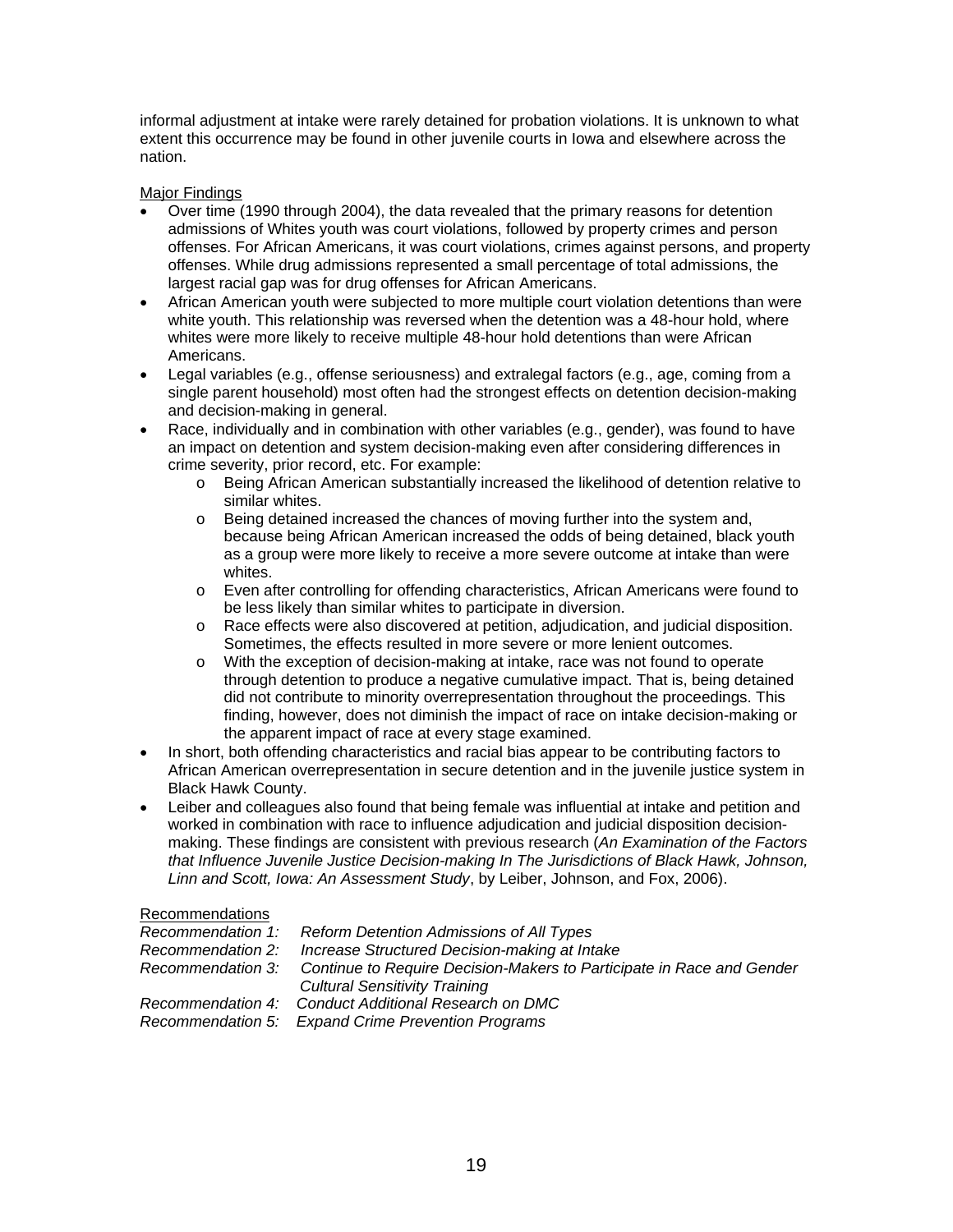informal adjustment at intake were rarely detained for probation violations. It is unknown to what extent this occurrence may be found in other juvenile courts in Iowa and elsewhere across the nation.

Major Findings

- Over time (1990 through 2004), the data revealed that the primary reasons for detention admissions of Whites youth was court violations, followed by property crimes and person offenses. For African Americans, it was court violations, crimes against persons, and property offenses. While drug admissions represented a small percentage of total admissions, the largest racial gap was for drug offenses for African Americans.
- African American youth were subjected to more multiple court violation detentions than were white youth. This relationship was reversed when the detention was a 48-hour hold, where whites were more likely to receive multiple 48-hour hold detentions than were African Americans.
- Legal variables (e.g., offense seriousness) and extralegal factors (e.g., age, coming from a single parent household) most often had the strongest effects on detention decision-making and decision-making in general.
- Race, individually and in combination with other variables (e.g., gender), was found to have an impact on detention and system decision-making even after considering differences in crime severity, prior record, etc. For example:
  - Being African American substantially increased the likelihood of detention relative to similar whites.
  - Being detained increased the chances of moving further into the system and, because being African American increased the odds of being detained, black youth as a group were more likely to receive a more severe outcome at intake than were whites.
  - Even after controlling for offending characteristics, African Americans were found to be less likely than similar whites to participate in diversion.
  - Race effects were also discovered at petition, adjudication, and judicial disposition. Sometimes, the effects resulted in more severe or more lenient outcomes.
  - With the exception of decision-making at intake, race was not found to operate through detention to produce a negative cumulative impact. That is, being detained did not contribute to minority overrepresentation throughout the proceedings. This finding, however, does not diminish the impact of race on intake decision-making or the apparent impact of race at every stage examined.
- In short, both offending characteristics and racial bias appear to be contributing factors to African American overrepresentation in secure detention and in the juvenile justice system in Black Hawk County.
- Leiber and colleagues also found that being female was influential at intake and petition and worked in combination with race to influence adjudication and judicial disposition decision-making. These findings are consistent with previous research (*An Examination of the Factors that Influence Juvenile Justice Decision-making In The Jurisdictions of Black Hawk, Johnson, Linn and Scott, Iowa: An Assessment Study*, by Leiber, Johnson, and Fox, 2006).

Recommendations

*Recommendation 1: Reform Detention Admissions of All Types*
*Recommendation 2: Increase Structured Decision-making at Intake*
*Recommendation 3: Continue to Require Decision-Makers to Participate in Race and Gender Cultural Sensitivity Training*
*Recommendation 4: Conduct Additional Research on DMC*
*Recommendation 5: Expand Crime Prevention Programs*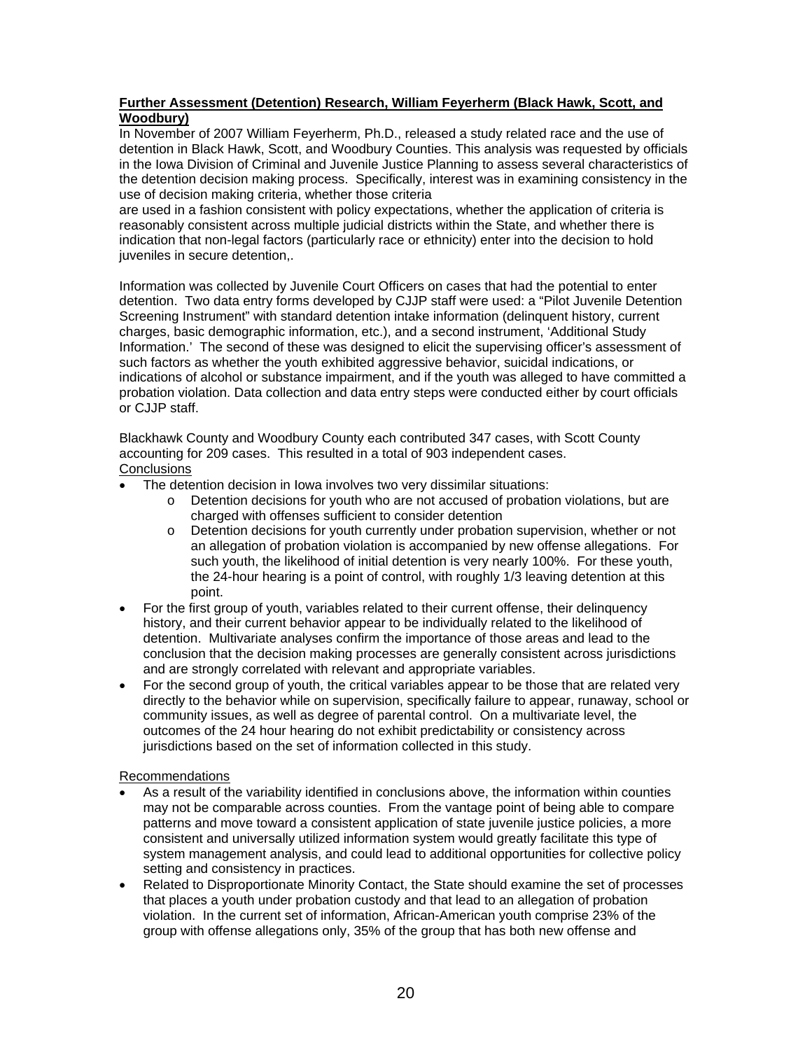**Further Assessment (Detention) Research, William Feyerherm (Black Hawk, Scott, and Woodbury)**

In November of 2007 William Feyerherm, Ph.D., released a study related race and the use of detention in Black Hawk, Scott, and Woodbury Counties. This analysis was requested by officials in the Iowa Division of Criminal and Juvenile Justice Planning to assess several characteristics of the detention decision making process. Specifically, interest was in examining consistency in the use of decision making criteria, whether those criteria are used in a fashion consistent with policy expectations, whether the application of criteria is reasonably consistent across multiple judicial districts within the State, and whether there is indication that non-legal factors (particularly race or ethnicity) enter into the decision to hold juveniles in secure detention,.

Information was collected by Juvenile Court Officers on cases that had the potential to enter detention. Two data entry forms developed by CJJP staff were used: a "Pilot Juvenile Detention Screening Instrument" with standard detention intake information (delinquent history, current charges, basic demographic information, etc.), and a second instrument, 'Additional Study Information.' The second of these was designed to elicit the supervising officer's assessment of such factors as whether the youth exhibited aggressive behavior, suicidal indications, or indications of alcohol or substance impairment, and if the youth was alleged to have committed a probation violation. Data collection and data entry steps were conducted either by court officials or CJJP staff.

Blackhawk County and Woodbury County each contributed 347 cases, with Scott County accounting for 209 cases. This resulted in a total of 903 independent cases.

Conclusions

- The detention decision in Iowa involves two very dissimilar situations:
  - Detention decisions for youth who are not accused of probation violations, but are charged with offenses sufficient to consider detention
  - Detention decisions for youth currently under probation supervision, whether or not an allegation of probation violation is accompanied by new offense allegations. For such youth, the likelihood of initial detention is very nearly 100%. For these youth, the 24-hour hearing is a point of control, with roughly 1/3 leaving detention at this point.
- For the first group of youth, variables related to their current offense, their delinquency history, and their current behavior appear to be individually related to the likelihood of detention. Multivariate analyses confirm the importance of those areas and lead to the conclusion that the decision making processes are generally consistent across jurisdictions and are strongly correlated with relevant and appropriate variables.
- For the second group of youth, the critical variables appear to be those that are related very directly to the behavior while on supervision, specifically failure to appear, runaway, school or community issues, as well as degree of parental control. On a multivariate level, the outcomes of the 24 hour hearing do not exhibit predictability or consistency across jurisdictions based on the set of information collected in this study.

Recommendations

- As a result of the variability identified in conclusions above, the information within counties may not be comparable across counties. From the vantage point of being able to compare patterns and move toward a consistent application of state juvenile justice policies, a more consistent and universally utilized information system would greatly facilitate this type of system management analysis, and could lead to additional opportunities for collective policy setting and consistency in practices.
- Related to Disproportionate Minority Contact, the State should examine the set of processes that places a youth under probation custody and that lead to an allegation of probation violation. In the current set of information, African-American youth comprise 23% of the group with offense allegations only, 35% of the group that has both new offense and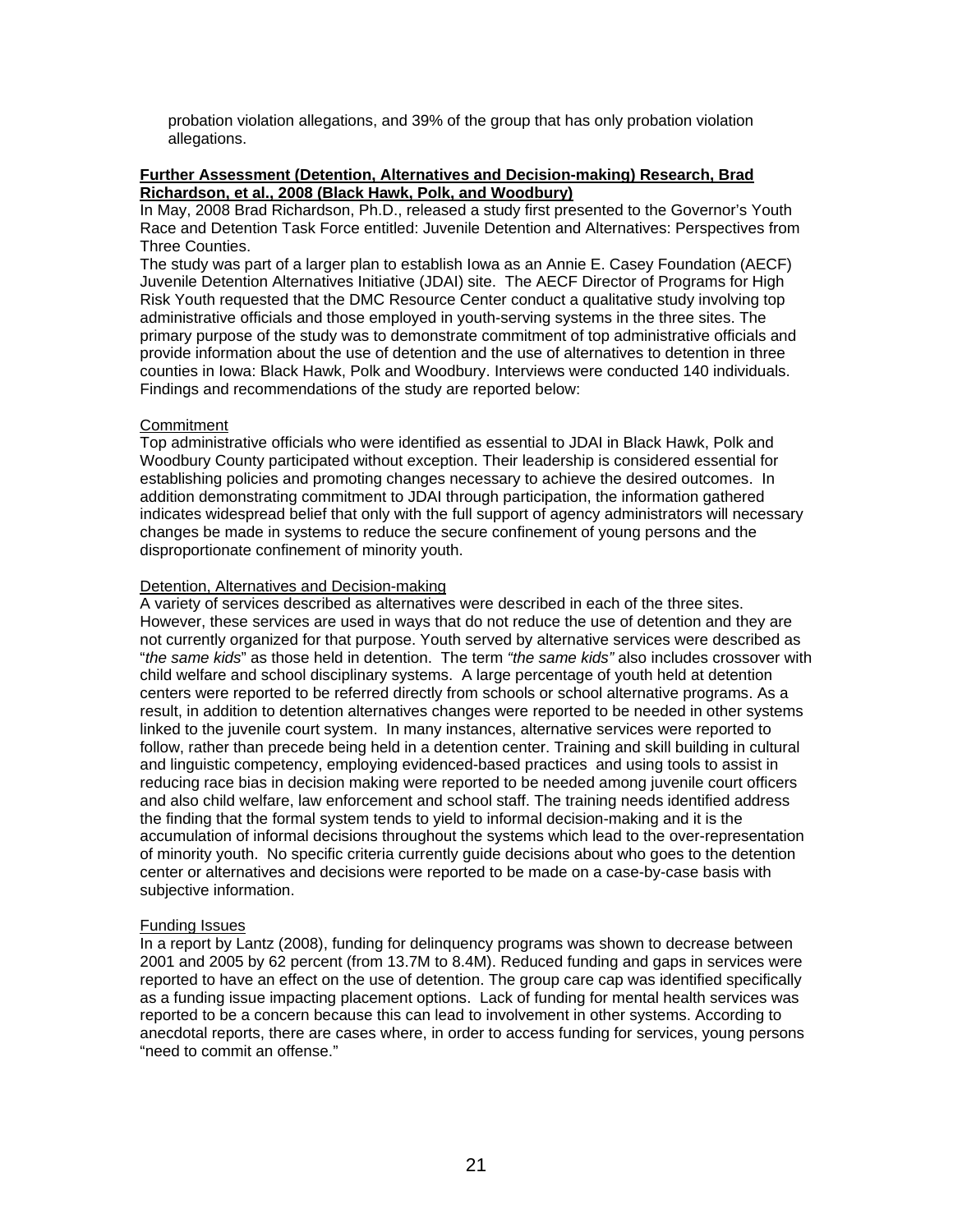probation violation allegations, and 39% of the group that has only probation violation allegations.

**Further Assessment (Detention, Alternatives and Decision-making) Research, Brad Richardson, et al., 2008 (Black Hawk, Polk, and Woodbury)**

In May, 2008 Brad Richardson, Ph.D., released a study first presented to the Governor's Youth Race and Detention Task Force entitled: Juvenile Detention and Alternatives: Perspectives from Three Counties.

The study was part of a larger plan to establish Iowa as an Annie E. Casey Foundation (AECF) Juvenile Detention Alternatives Initiative (JDAI) site. The AECF Director of Programs for High Risk Youth requested that the DMC Resource Center conduct a qualitative study involving top administrative officials and those employed in youth-serving systems in the three sites. The primary purpose of the study was to demonstrate commitment of top administrative officials and provide information about the use of detention and the use of alternatives to detention in three counties in Iowa: Black Hawk, Polk and Woodbury. Interviews were conducted 140 individuals. Findings and recommendations of the study are reported below:

Commitment

Top administrative officials who were identified as essential to JDAI in Black Hawk, Polk and Woodbury County participated without exception. Their leadership is considered essential for establishing policies and promoting changes necessary to achieve the desired outcomes. In addition demonstrating commitment to JDAI through participation, the information gathered indicates widespread belief that only with the full support of agency administrators will necessary changes be made in systems to reduce the secure confinement of young persons and the disproportionate confinement of minority youth.

Detention, Alternatives and Decision-making

A variety of services described as alternatives were described in each of the three sites. However, these services are used in ways that do not reduce the use of detention and they are not currently organized for that purpose. Youth served by alternative services were described as "*the same kids*" as those held in detention. The term *"the same kids"* also includes crossover with child welfare and school disciplinary systems. A large percentage of youth held at detention centers were reported to be referred directly from schools or school alternative programs. As a result, in addition to detention alternatives changes were reported to be needed in other systems linked to the juvenile court system. In many instances, alternative services were reported to follow, rather than precede being held in a detention center. Training and skill building in cultural and linguistic competency, employing evidenced-based practices and using tools to assist in reducing race bias in decision making were reported to be needed among juvenile court officers and also child welfare, law enforcement and school staff. The training needs identified address the finding that the formal system tends to yield to informal decision-making and it is the accumulation of informal decisions throughout the systems which lead to the over-representation of minority youth. No specific criteria currently guide decisions about who goes to the detention center or alternatives and decisions were reported to be made on a case-by-case basis with subjective information.

Funding Issues

In a report by Lantz (2008), funding for delinquency programs was shown to decrease between 2001 and 2005 by 62 percent (from 13.7M to 8.4M). Reduced funding and gaps in services were reported to have an effect on the use of detention. The group care cap was identified specifically as a funding issue impacting placement options. Lack of funding for mental health services was reported to be a concern because this can lead to involvement in other systems. According to anecdotal reports, there are cases where, in order to access funding for services, young persons "need to commit an offense."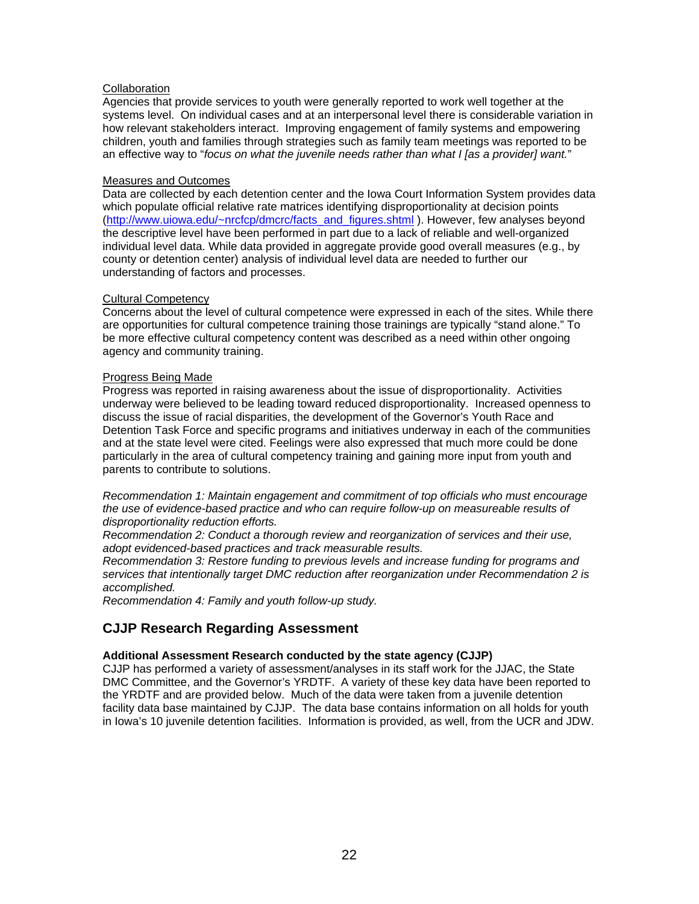Collaboration

Agencies that provide services to youth were generally reported to work well together at the systems level. On individual cases and at an interpersonal level there is considerable variation in how relevant stakeholders interact. Improving engagement of family systems and empowering children, youth and families through strategies such as family team meetings was reported to be an effective way to "*focus on what the juvenile needs rather than what I [as a provider] want.*"

Measures and Outcomes

Data are collected by each detention center and the Iowa Court Information System provides data which populate official relative rate matrices identifying disproportionality at decision points (http://www.uiowa.edu/~nrcfcp/dmcrc/facts_and_figures.shtml ). However, few analyses beyond the descriptive level have been performed in part due to a lack of reliable and well-organized individual level data. While data provided in aggregate provide good overall measures (e.g., by county or detention center) analysis of individual level data are needed to further our understanding of factors and processes.

Cultural Competency

Concerns about the level of cultural competence were expressed in each of the sites. While there are opportunities for cultural competence training those trainings are typically "stand alone." To be more effective cultural competency content was described as a need within other ongoing agency and community training.

Progress Being Made

Progress was reported in raising awareness about the issue of disproportionality. Activities underway were believed to be leading toward reduced disproportionality. Increased openness to discuss the issue of racial disparities, the development of the Governor's Youth Race and Detention Task Force and specific programs and initiatives underway in each of the communities and at the state level were cited. Feelings were also expressed that much more could be done particularly in the area of cultural competency training and gaining more input from youth and parents to contribute to solutions.

*Recommendation 1: Maintain engagement and commitment of top officials who must encourage the use of evidence-based practice and who can require follow-up on measureable results of disproportionality reduction efforts.*
*Recommendation 2: Conduct a thorough review and reorganization of services and their use, adopt evidenced-based practices and track measurable results.*
*Recommendation 3: Restore funding to previous levels and increase funding for programs and services that intentionally target DMC reduction after reorganization under Recommendation 2 is accomplished.*
*Recommendation 4: Family and youth follow-up study.*

## CJJP Research Regarding Assessment

**Additional Assessment Research conducted by the state agency (CJJP)**

CJJP has performed a variety of assessment/analyses in its staff work for the JJAC, the State DMC Committee, and the Governor's YRDTF. A variety of these key data have been reported to the YRDTF and are provided below. Much of the data were taken from a juvenile detention facility data base maintained by CJJP. The data base contains information on all holds for youth in Iowa's 10 juvenile detention facilities. Information is provided, as well, from the UCR and JDW.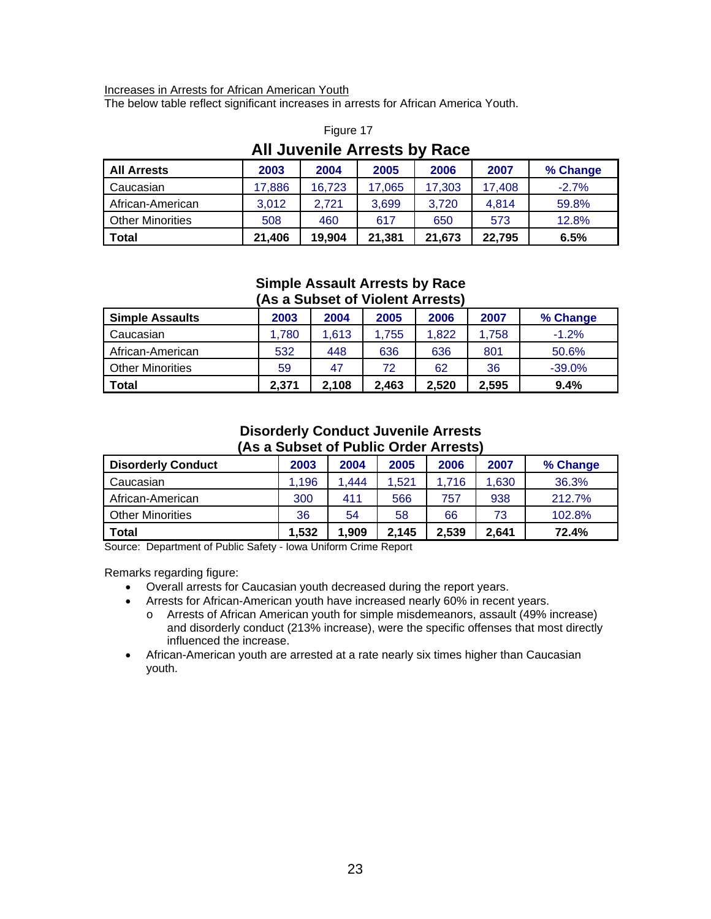Increases in Arrests for African American Youth

The below table reflect significant increases in arrests for African America Youth.

Figure 17

### All Juvenile Arrests by Race

| All Arrests | 2003 | 2004 | 2005 | 2006 | 2007 | % Change |
|---|---|---|---|---|---|---|
| Caucasian | 17,886 | 16,723 | 17,065 | 17,303 | 17,408 | -2.7% |
| African-American | 3,012 | 2,721 | 3,699 | 3,720 | 4,814 | 59.8% |
| Other Minorities | 508 | 460 | 617 | 650 | 573 | 12.8% |
| **Total** | **21,406** | **19,904** | **21,381** | **21,673** | **22,795** | **6.5%** |

### Simple Assault Arrests by Race (As a Subset of Violent Arrests)

| Simple Assaults | 2003 | 2004 | 2005 | 2006 | 2007 | % Change |
|---|---|---|---|---|---|---|
| Caucasian | 1,780 | 1,613 | 1,755 | 1,822 | 1,758 | -1.2% |
| African-American | 532 | 448 | 636 | 636 | 801 | 50.6% |
| Other Minorities | 59 | 47 | 72 | 62 | 36 | -39.0% |
| **Total** | **2,371** | **2,108** | **2,463** | **2,520** | **2,595** | **9.4%** |

### Disorderly Conduct Juvenile Arrests (As a Subset of Public Order Arrests)

| Disorderly Conduct | 2003 | 2004 | 2005 | 2006 | 2007 | % Change |
|---|---|---|---|---|---|---|
| Caucasian | 1,196 | 1,444 | 1,521 | 1,716 | 1,630 | 36.3% |
| African-American | 300 | 411 | 566 | 757 | 938 | 212.7% |
| Other Minorities | 36 | 54 | 58 | 66 | 73 | 102.8% |
| **Total** | **1,532** | **1,909** | **2,145** | **2,539** | **2,641** | **72.4%** |

Source: Department of Public Safety - Iowa Uniform Crime Report

Remarks regarding figure:

- Overall arrests for Caucasian youth decreased during the report years.
- Arrests for African-American youth have increased nearly 60% in recent years.
    - Arrests of African American youth for simple misdemeanors, assault (49% increase) and disorderly conduct (213% increase), were the specific offenses that most directly influenced the increase.
- African-American youth are arrested at a rate nearly six times higher than Caucasian youth.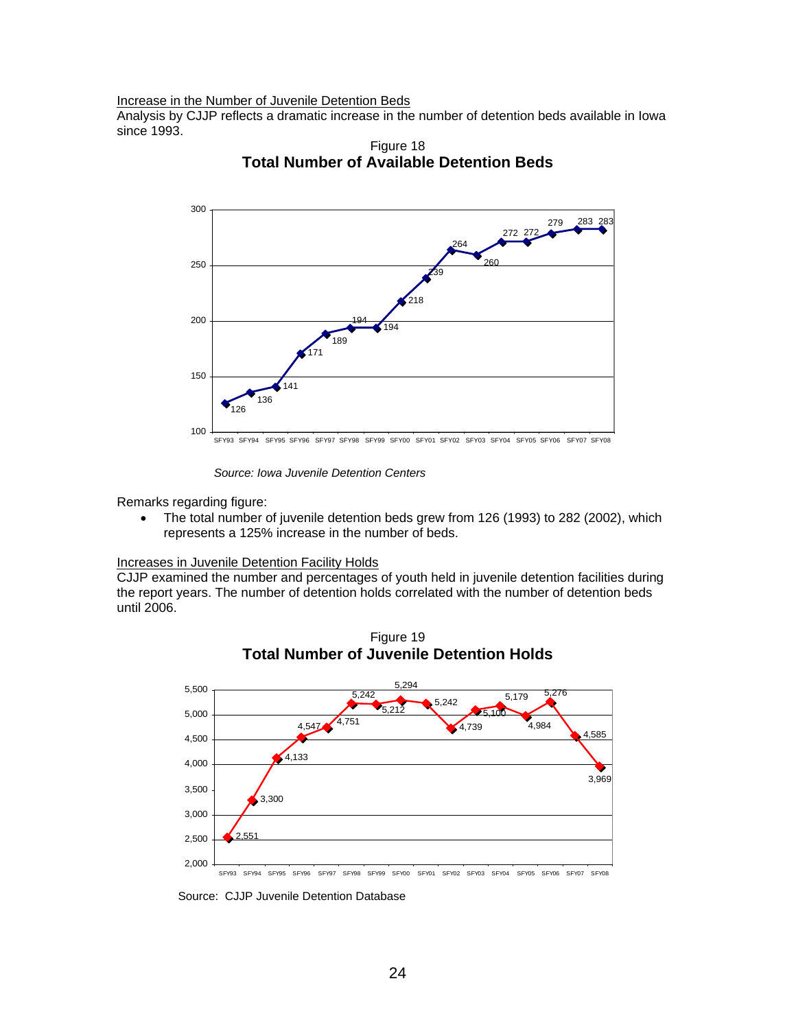Increase in the Number of Juvenile Detention Beds

Analysis by CJJP reflects a dramatic increase in the number of detention beds available in Iowa since 1993.

Figure 18

**Total Number of Available Detention Beds**

| SFY93 | SFY94 | SFY95 | SFY96 | SFY97 | SFY98 | SFY99 | SFY00 | SFY01 | SFY02 | SFY03 | SFY04 | SFY05 | SFY06 | SFY07 | SFY08 |
|---|---|---|---|---|---|---|---|---|---|---|---|---|---|---|---|
| 126 | 136 | 141 | 171 | 189 | 194 | 194 | 218 | 239 | 264 | 260 | 272 | 272 | 279 | 283 | 283 |

*Source: Iowa Juvenile Detention Centers*

Remarks regarding figure:

- The total number of juvenile detention beds grew from 126 (1993) to 282 (2002), which represents a 125% increase in the number of beds.

Increases in Juvenile Detention Facility Holds

CJJP examined the number and percentages of youth held in juvenile detention facilities during the report years. The number of detention holds correlated with the number of detention beds until 2006.

Figure 19

**Total Number of Juvenile Detention Holds**

| SFY93 | SFY94 | SFY95 | SFY96 | SFY97 | SFY98 | SFY99 | SFY00 | SFY01 | SFY02 | SFY03 | SFY04 | SFY05 | SFY06 | SFY07 | SFY08 |
|---|---|---|---|---|---|---|---|---|---|---|---|---|---|---|---|
| 2,551 | 3,300 | 4,133 | 4,547 | 4,751 | 5,242 | 5,212 | 5,294 | 5,242 | 4,739 | 5,100 | 5,179 | 4,984 | 5,276 | 4,585 | 3,969 |

Source: CJJP Juvenile Detention Database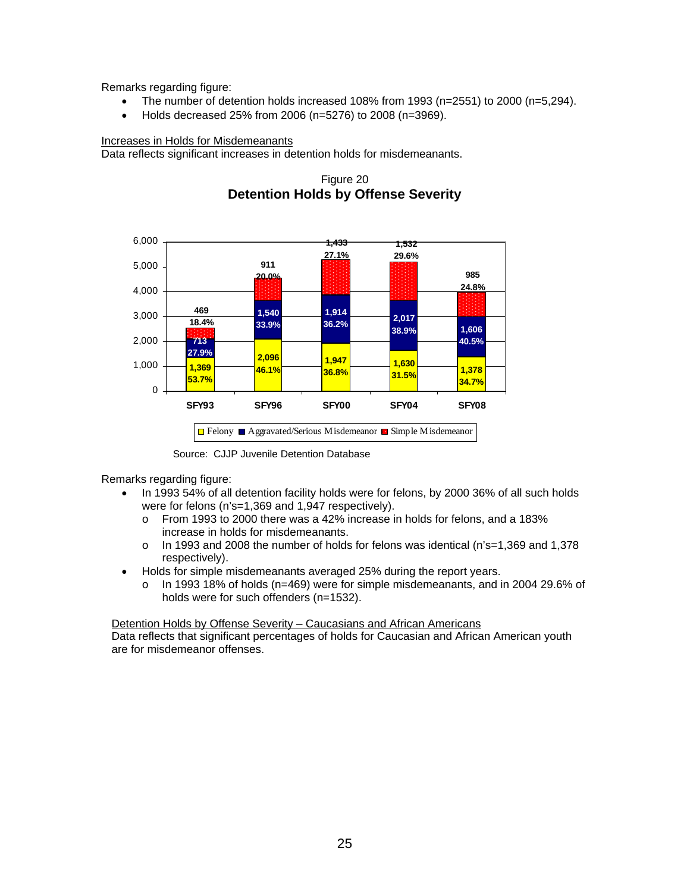Remarks regarding figure:

- The number of detention holds increased 108% from 1993 (n=2551) to 2000 (n=5,294).
- Holds decreased 25% from 2006 (n=5276) to 2008 (n=3969).

Increases in Holds for Misdemeanants

Data reflects significant increases in detention holds for misdemeanants.

Figure 20

**Detention Holds by Offense Severity**

| | SFY93 | SFY96 | SFY00 | SFY04 | SFY08 |
|---|---|---|---|---|---|
| Felony | 1,369 (53.7%) | 2,096 (46.1%) | 1,947 (36.8%) | 1,630 (31.5%) | 1,378 (34.7%) |
| Aggravated/Serious Misdemeanor | 713 (27.9%) | 1,540 (33.9%) | 1,914 (36.2%) | 2,017 (38.9%) | 1,606 (40.5%) |
| Simple Misdemeanor | 469 (18.4%) | 911 (20.0%) | 1,433 (27.1%) | 1,532 (29.6%) | 985 (24.8%) |

Source: CJJP Juvenile Detention Database

Remarks regarding figure:

- In 1993 54% of all detention facility holds were for felons, by 2000 36% of all such holds were for felons (n's=1,369 and 1,947 respectively).
  - From 1993 to 2000 there was a 42% increase in holds for felons, and a 183% increase in holds for misdemeanants.
  - In 1993 and 2008 the number of holds for felons was identical (n's=1,369 and 1,378 respectively).
- Holds for simple misdemeanants averaged 25% during the report years.
  - In 1993 18% of holds (n=469) were for simple misdemeanants, and in 2004 29.6% of holds were for such offenders (n=1532).

Detention Holds by Offense Severity – Caucasians and African Americans

Data reflects that significant percentages of holds for Caucasian and African American youth are for misdemeanor offenses.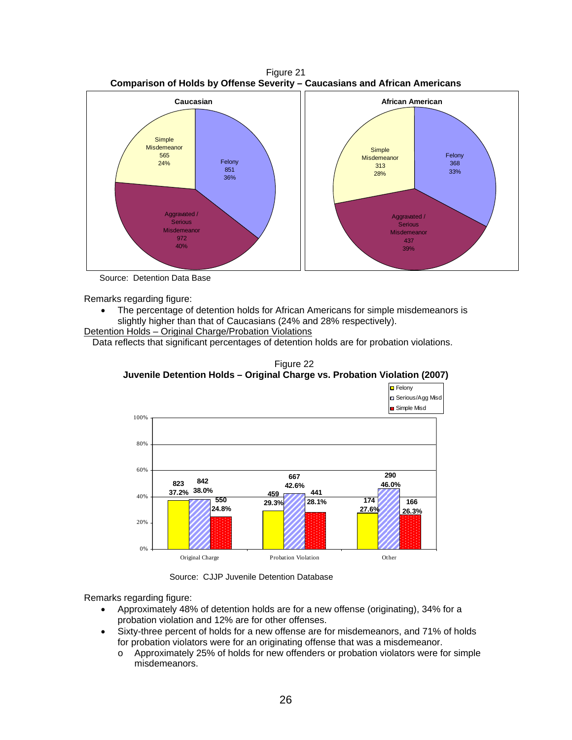Figure 21
**Comparison of Holds by Offense Severity – Caucasians and African Americans**

| | Caucasian | | African American | |
|---|---|---|---|---|
| Felony | 851 | 36% | 368 | 33% |
| Aggravated / Serious Misdemeanor | 972 | 40% | 437 | 39% |
| Simple Misdemeanor | 565 | 24% | 313 | 28% |

Source: Detention Data Base

Remarks regarding figure:

- The percentage of detention holds for African Americans for simple misdemeanors is slightly higher than that of Caucasians (24% and 28% respectively).

Detention Holds – Original Charge/Probation Violations

Data reflects that significant percentages of detention holds are for probation violations.

Figure 22
**Juvenile Detention Holds – Original Charge vs. Probation Violation (2007)**

| | Felony | Serious/Agg Misd | Simple Misd |
|---|---|---|---|
| Original Charge | 823 (37.2%) | 842 (38.0%) | 550 (24.8%) |
| Probation Violation | 459 (29.3%) | 667 (42.6%) | 441 (28.1%) |
| Other | 174 (27.6%) | 290 (46.0%) | 166 (26.3%) |

Source: CJJP Juvenile Detention Database

Remarks regarding figure:

- Approximately 48% of detention holds are for a new offense (originating), 34% for a probation violation and 12% are for other offenses.
- Sixty-three percent of holds for a new offense are for misdemeanors, and 71% of holds for probation violators were for an originating offense that was a misdemeanor.
  - o Approximately 25% of holds for new offenders or probation violators were for simple misdemeanors.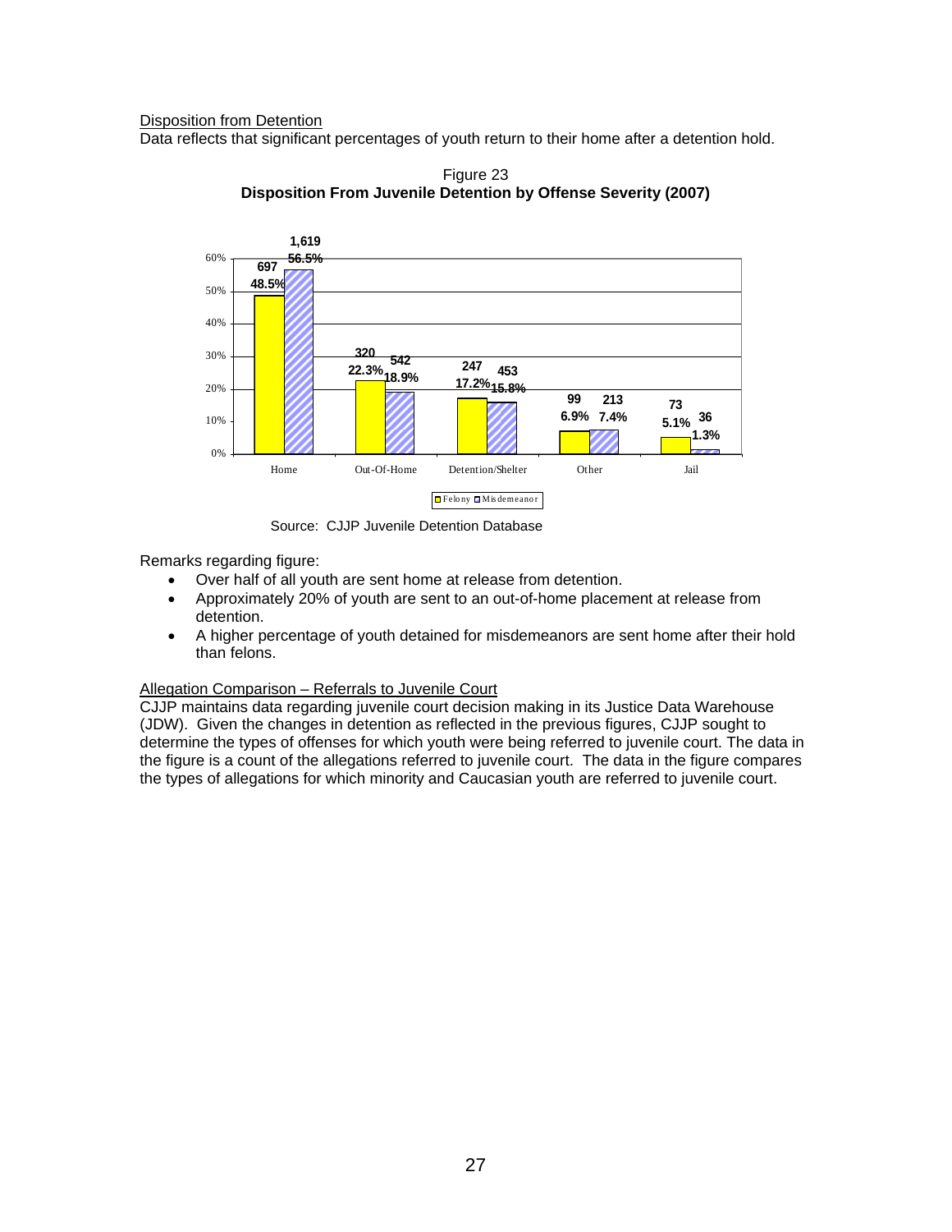Disposition from Detention

Data reflects that significant percentages of youth return to their home after a detention hold.

Figure 23
**Disposition From Juvenile Detention by Offense Severity (2007)**

| | Felony | Misdemeanor |
|---|---|---|
| Home | 697 (48.5%) | 1,619 (56.5%) |
| Out-Of-Home | 320 (22.3%) | 542 (18.9%) |
| Detention/Shelter | 247 (17.2%) | 453 (15.8%) |
| Other | 99 (6.9%) | 213 (7.4%) |
| Jail | 73 (5.1%) | 36 (1.3%) |

Source: CJJP Juvenile Detention Database

Remarks regarding figure:

- Over half of all youth are sent home at release from detention.
- Approximately 20% of youth are sent to an out-of-home placement at release from detention.
- A higher percentage of youth detained for misdemeanors are sent home after their hold than felons.

Allegation Comparison – Referrals to Juvenile Court

CJJP maintains data regarding juvenile court decision making in its Justice Data Warehouse (JDW). Given the changes in detention as reflected in the previous figures, CJJP sought to determine the types of offenses for which youth were being referred to juvenile court. The data in the figure is a count of the allegations referred to juvenile court. The data in the figure compares the types of allegations for which minority and Caucasian youth are referred to juvenile court.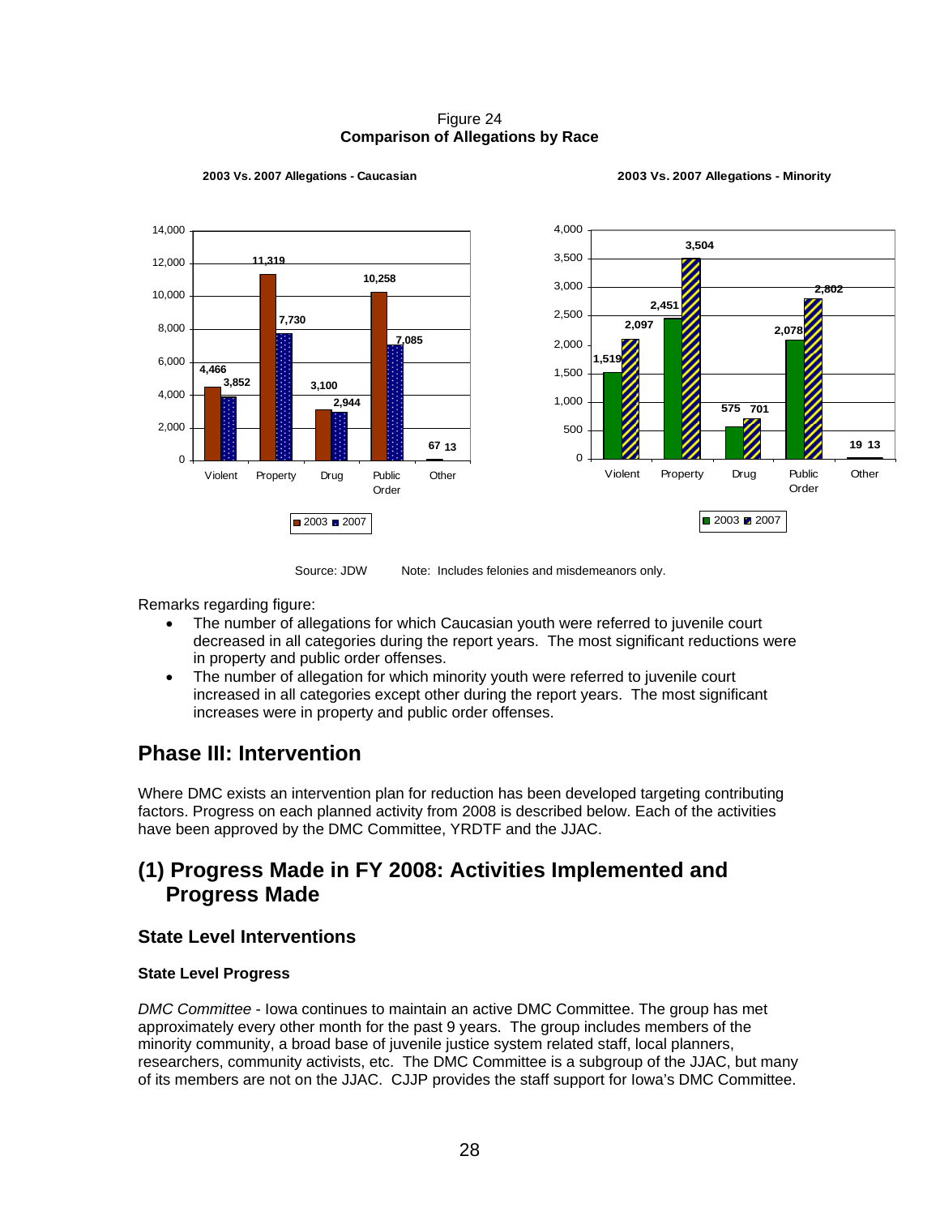Figure 24
**Comparison of Allegations by Race**

**2003 Vs. 2007 Allegations - Caucasian**

| | 2003 | 2007 |
|---|---|---|
| Violent | 4,466 | 3,852 |
| Property | 11,319 | 7,730 |
| Drug | 3,100 | 2,944 |
| Public Order | 10,258 | 7,085 |
| Other | 67 | 13 |

**2003 Vs. 2007 Allegations - Minority**

| | 2003 | 2007 |
|---|---|---|
| Violent | 1,519 | 2,097 |
| Property | 2,451 | 3,504 |
| Drug | 575 | 701 |
| Public Order | 2,078 | 2,802 |
| Other | 19 | 13 |

Source: JDW Note: Includes felonies and misdemeanors only.

Remarks regarding figure:

- The number of allegations for which Caucasian youth were referred to juvenile court decreased in all categories during the report years. The most significant reductions were in property and public order offenses.
- The number of allegation for which minority youth were referred to juvenile court increased in all categories except other during the report years. The most significant increases were in property and public order offenses.

# Phase III: Intervention

Where DMC exists an intervention plan for reduction has been developed targeting contributing factors. Progress on each planned activity from 2008 is described below. Each of the activities have been approved by the DMC Committee, YRDTF and the JJAC.

# (1) Progress Made in FY 2008: Activities Implemented and Progress Made

## State Level Interventions

### State Level Progress

*DMC Committee* - Iowa continues to maintain an active DMC Committee. The group has met approximately every other month for the past 9 years. The group includes members of the minority community, a broad base of juvenile justice system related staff, local planners, researchers, community activists, etc. The DMC Committee is a subgroup of the JJAC, but many of its members are not on the JJAC. CJJP provides the staff support for Iowa's DMC Committee.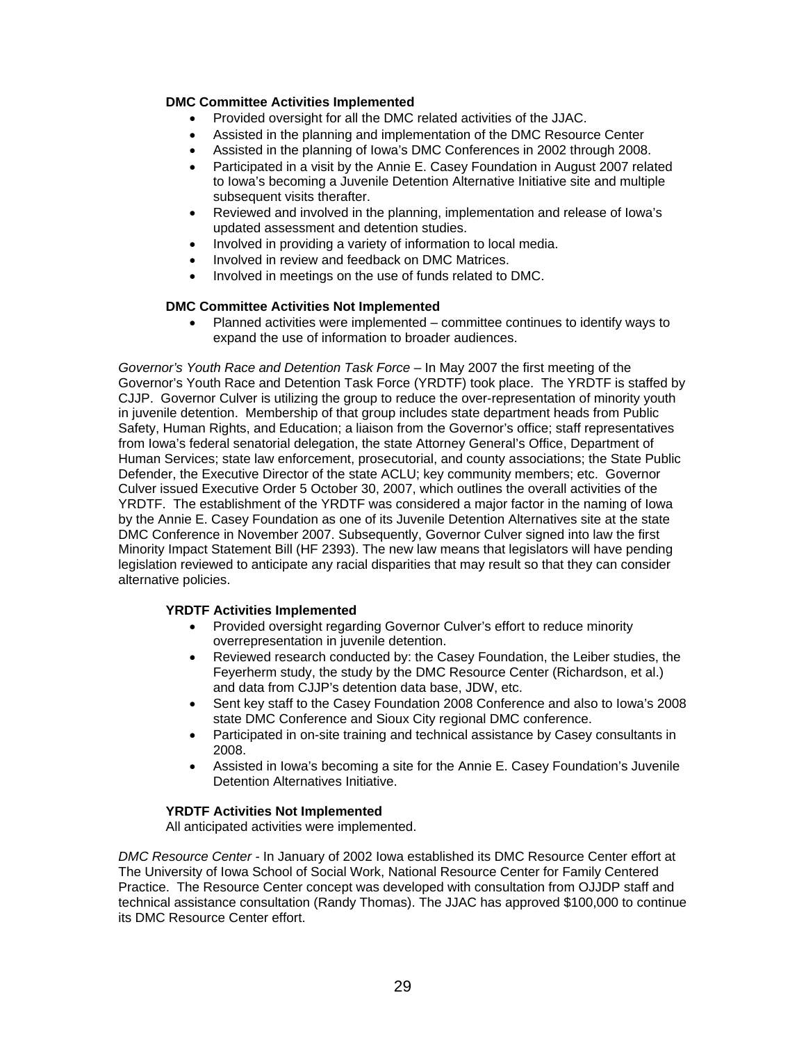**DMC Committee Activities Implemented**

- Provided oversight for all the DMC related activities of the JJAC.
- Assisted in the planning and implementation of the DMC Resource Center
- Assisted in the planning of Iowa's DMC Conferences in 2002 through 2008.
- Participated in a visit by the Annie E. Casey Foundation in August 2007 related to Iowa's becoming a Juvenile Detention Alternative Initiative site and multiple subsequent visits therafter.
- Reviewed and involved in the planning, implementation and release of Iowa's updated assessment and detention studies.
- Involved in providing a variety of information to local media.
- Involved in review and feedback on DMC Matrices.
- Involved in meetings on the use of funds related to DMC.

**DMC Committee Activities Not Implemented**

- Planned activities were implemented – committee continues to identify ways to expand the use of information to broader audiences.

*Governor's Youth Race and Detention Task Force* – In May 2007 the first meeting of the Governor's Youth Race and Detention Task Force (YRDTF) took place. The YRDTF is staffed by CJJP. Governor Culver is utilizing the group to reduce the over-representation of minority youth in juvenile detention. Membership of that group includes state department heads from Public Safety, Human Rights, and Education; a liaison from the Governor's office; staff representatives from Iowa's federal senatorial delegation, the state Attorney General's Office, Department of Human Services; state law enforcement, prosecutorial, and county associations; the State Public Defender, the Executive Director of the state ACLU; key community members; etc. Governor Culver issued Executive Order 5 October 30, 2007, which outlines the overall activities of the YRDTF. The establishment of the YRDTF was considered a major factor in the naming of Iowa by the Annie E. Casey Foundation as one of its Juvenile Detention Alternatives site at the state DMC Conference in November 2007. Subsequently, Governor Culver signed into law the first Minority Impact Statement Bill (HF 2393). The new law means that legislators will have pending legislation reviewed to anticipate any racial disparities that may result so that they can consider alternative policies.

**YRDTF Activities Implemented**

- Provided oversight regarding Governor Culver's effort to reduce minority overrepresentation in juvenile detention.
- Reviewed research conducted by: the Casey Foundation, the Leiber studies, the Feyerherm study, the study by the DMC Resource Center (Richardson, et al.) and data from CJJP's detention data base, JDW, etc.
- Sent key staff to the Casey Foundation 2008 Conference and also to Iowa's 2008 state DMC Conference and Sioux City regional DMC conference.
- Participated in on-site training and technical assistance by Casey consultants in 2008.
- Assisted in Iowa's becoming a site for the Annie E. Casey Foundation's Juvenile Detention Alternatives Initiative.

**YRDTF Activities Not Implemented**

All anticipated activities were implemented.

*DMC Resource Center* - In January of 2002 Iowa established its DMC Resource Center effort at The University of Iowa School of Social Work, National Resource Center for Family Centered Practice. The Resource Center concept was developed with consultation from OJJDP staff and technical assistance consultation (Randy Thomas). The JJAC has approved $100,000 to continue its DMC Resource Center effort.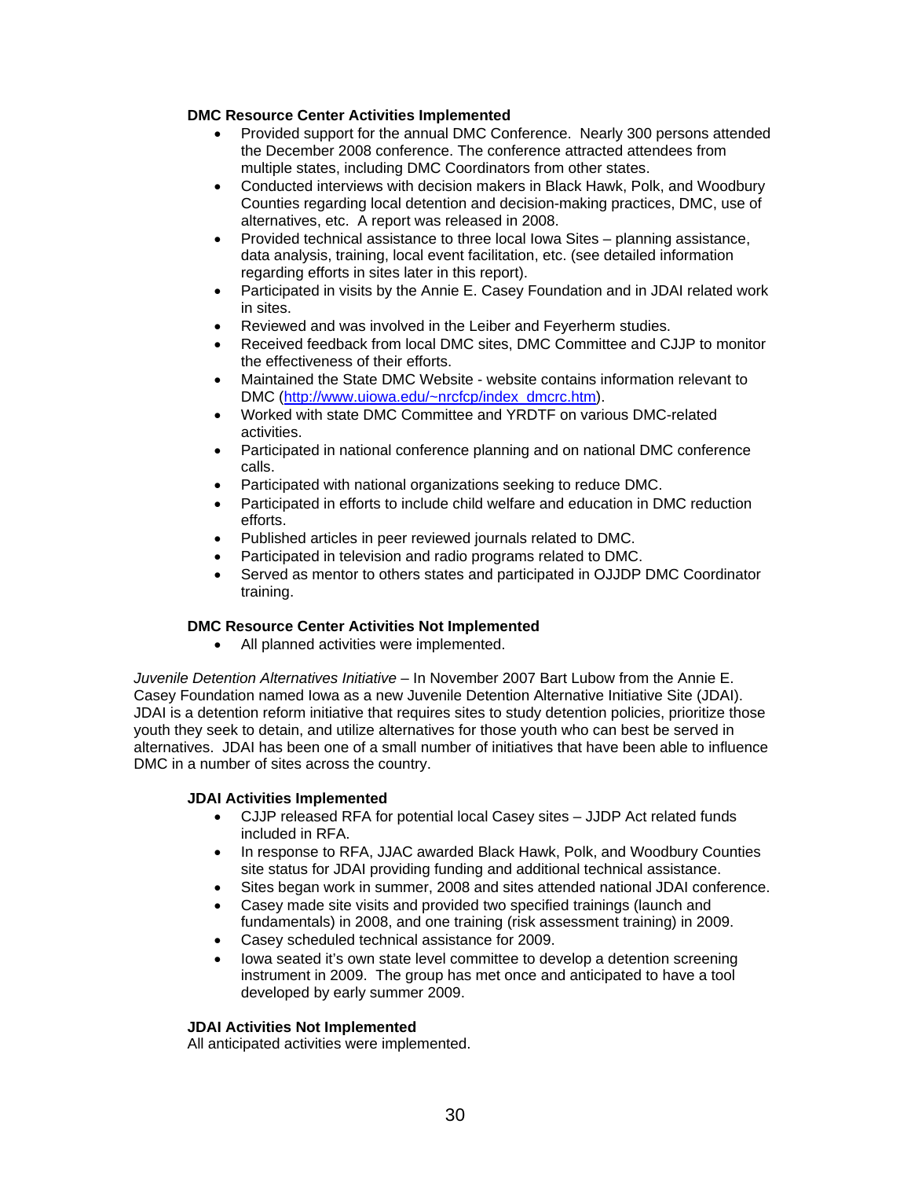**DMC Resource Center Activities Implemented**

- Provided support for the annual DMC Conference. Nearly 300 persons attended the December 2008 conference. The conference attracted attendees from multiple states, including DMC Coordinators from other states.
- Conducted interviews with decision makers in Black Hawk, Polk, and Woodbury Counties regarding local detention and decision-making practices, DMC, use of alternatives, etc. A report was released in 2008.
- Provided technical assistance to three local Iowa Sites – planning assistance, data analysis, training, local event facilitation, etc. (see detailed information regarding efforts in sites later in this report).
- Participated in visits by the Annie E. Casey Foundation and in JDAI related work in sites.
- Reviewed and was involved in the Leiber and Feyerherm studies.
- Received feedback from local DMC sites, DMC Committee and CJJP to monitor the effectiveness of their efforts.
- Maintained the State DMC Website - website contains information relevant to DMC (http://www.uiowa.edu/~nrcfcp/index_dmcrc.htm).
- Worked with state DMC Committee and YRDTF on various DMC-related activities.
- Participated in national conference planning and on national DMC conference calls.
- Participated with national organizations seeking to reduce DMC.
- Participated in efforts to include child welfare and education in DMC reduction efforts.
- Published articles in peer reviewed journals related to DMC.
- Participated in television and radio programs related to DMC.
- Served as mentor to others states and participated in OJJDP DMC Coordinator training.

**DMC Resource Center Activities Not Implemented**

- All planned activities were implemented.

*Juvenile Detention Alternatives Initiative* – In November 2007 Bart Lubow from the Annie E. Casey Foundation named Iowa as a new Juvenile Detention Alternative Initiative Site (JDAI). JDAI is a detention reform initiative that requires sites to study detention policies, prioritize those youth they seek to detain, and utilize alternatives for those youth who can best be served in alternatives. JDAI has been one of a small number of initiatives that have been able to influence DMC in a number of sites across the country.

**JDAI Activities Implemented**

- CJJP released RFA for potential local Casey sites – JJDP Act related funds included in RFA.
- In response to RFA, JJAC awarded Black Hawk, Polk, and Woodbury Counties site status for JDAI providing funding and additional technical assistance.
- Sites began work in summer, 2008 and sites attended national JDAI conference.
- Casey made site visits and provided two specified trainings (launch and fundamentals) in 2008, and one training (risk assessment training) in 2009.
- Casey scheduled technical assistance for 2009.
- Iowa seated it's own state level committee to develop a detention screening instrument in 2009. The group has met once and anticipated to have a tool developed by early summer 2009.

**JDAI Activities Not Implemented**

All anticipated activities were implemented.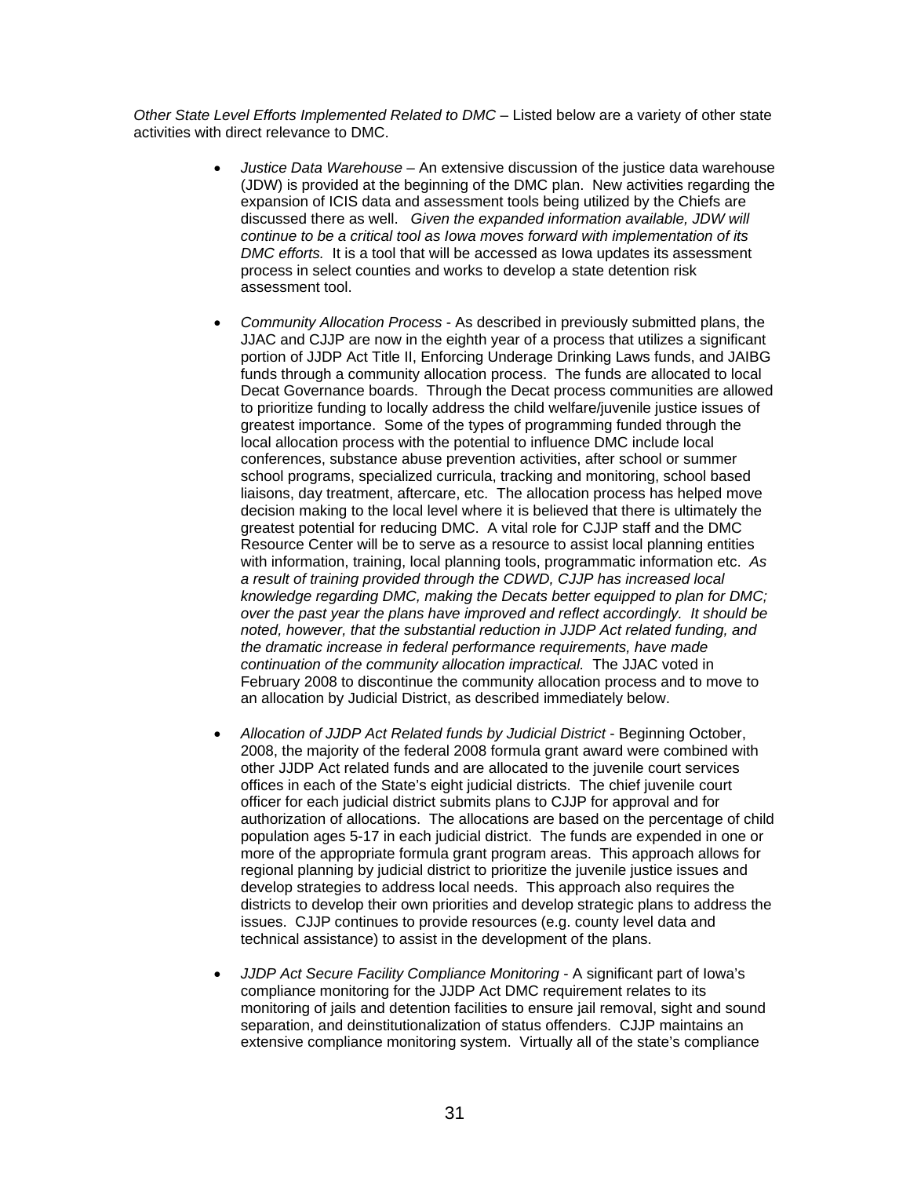*Other State Level Efforts Implemented Related to DMC* – Listed below are a variety of other state activities with direct relevance to DMC.

- *Justice Data Warehouse* – An extensive discussion of the justice data warehouse (JDW) is provided at the beginning of the DMC plan. New activities regarding the expansion of ICIS data and assessment tools being utilized by the Chiefs are discussed there as well. *Given the expanded information available, JDW will continue to be a critical tool as Iowa moves forward with implementation of its DMC efforts.* It is a tool that will be accessed as Iowa updates its assessment process in select counties and works to develop a state detention risk assessment tool.

- *Community Allocation Process* - As described in previously submitted plans, the JJAC and CJJP are now in the eighth year of a process that utilizes a significant portion of JJDP Act Title II, Enforcing Underage Drinking Laws funds, and JAIBG funds through a community allocation process. The funds are allocated to local Decat Governance boards. Through the Decat process communities are allowed to prioritize funding to locally address the child welfare/juvenile justice issues of greatest importance. Some of the types of programming funded through the local allocation process with the potential to influence DMC include local conferences, substance abuse prevention activities, after school or summer school programs, specialized curricula, tracking and monitoring, school based liaisons, day treatment, aftercare, etc. The allocation process has helped move decision making to the local level where it is believed that there is ultimately the greatest potential for reducing DMC. A vital role for CJJP staff and the DMC Resource Center will be to serve as a resource to assist local planning entities with information, training, local planning tools, programmatic information etc. *As a result of training provided through the CDWD, CJJP has increased local knowledge regarding DMC, making the Decats better equipped to plan for DMC; over the past year the plans have improved and reflect accordingly. It should be noted, however, that the substantial reduction in JJDP Act related funding, and the dramatic increase in federal performance requirements, have made continuation of the community allocation impractical.* The JJAC voted in February 2008 to discontinue the community allocation process and to move to an allocation by Judicial District, as described immediately below.

- *Allocation of JJDP Act Related funds by Judicial District* - Beginning October, 2008, the majority of the federal 2008 formula grant award were combined with other JJDP Act related funds and are allocated to the juvenile court services offices in each of the State's eight judicial districts. The chief juvenile court officer for each judicial district submits plans to CJJP for approval and for authorization of allocations. The allocations are based on the percentage of child population ages 5-17 in each judicial district. The funds are expended in one or more of the appropriate formula grant program areas. This approach allows for regional planning by judicial district to prioritize the juvenile justice issues and develop strategies to address local needs. This approach also requires the districts to develop their own priorities and develop strategic plans to address the issues. CJJP continues to provide resources (e.g. county level data and technical assistance) to assist in the development of the plans.

- *JJDP Act Secure Facility Compliance Monitoring* - A significant part of Iowa's compliance monitoring for the JJDP Act DMC requirement relates to its monitoring of jails and detention facilities to ensure jail removal, sight and sound separation, and deinstitutionalization of status offenders. CJJP maintains an extensive compliance monitoring system. Virtually all of the state's compliance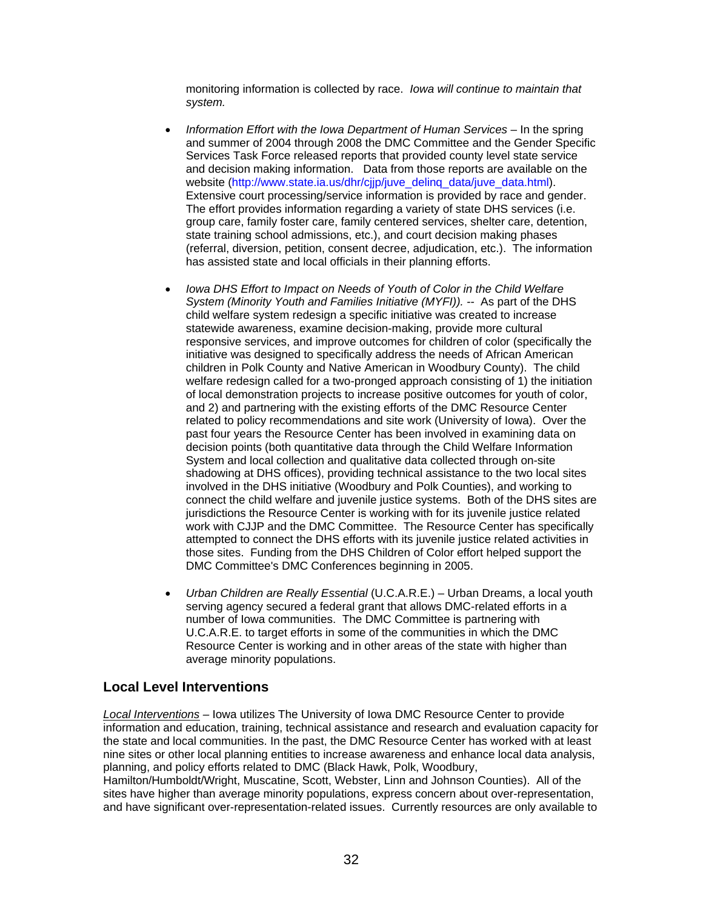monitoring information is collected by race. *Iowa will continue to maintain that system.*

- *Information Effort with the Iowa Department of Human Services* – In the spring and summer of 2004 through 2008 the DMC Committee and the Gender Specific Services Task Force released reports that provided county level state service and decision making information. Data from those reports are available on the website (http://www.state.ia.us/dhr/cjjp/juve_delinq_data/juve_data.html). Extensive court processing/service information is provided by race and gender. The effort provides information regarding a variety of state DHS services (i.e. group care, family foster care, family centered services, shelter care, detention, state training school admissions, etc.), and court decision making phases (referral, diversion, petition, consent decree, adjudication, etc.). The information has assisted state and local officials in their planning efforts.

- *Iowa DHS Effort to Impact on Needs of Youth of Color in the Child Welfare System (Minority Youth and Families Initiative (MYFI)). --* As part of the DHS child welfare system redesign a specific initiative was created to increase statewide awareness, examine decision-making, provide more cultural responsive services, and improve outcomes for children of color (specifically the initiative was designed to specifically address the needs of African American children in Polk County and Native American in Woodbury County). The child welfare redesign called for a two-pronged approach consisting of 1) the initiation of local demonstration projects to increase positive outcomes for youth of color, and 2) and partnering with the existing efforts of the DMC Resource Center related to policy recommendations and site work (University of Iowa). Over the past four years the Resource Center has been involved in examining data on decision points (both quantitative data through the Child Welfare Information System and local collection and qualitative data collected through on-site shadowing at DHS offices), providing technical assistance to the two local sites involved in the DHS initiative (Woodbury and Polk Counties), and working to connect the child welfare and juvenile justice systems. Both of the DHS sites are jurisdictions the Resource Center is working with for its juvenile justice related work with CJJP and the DMC Committee. The Resource Center has specifically attempted to connect the DHS efforts with its juvenile justice related activities in those sites. Funding from the DHS Children of Color effort helped support the DMC Committee's DMC Conferences beginning in 2005.

- *Urban Children are Really Essential* (U.C.A.R.E.) – Urban Dreams, a local youth serving agency secured a federal grant that allows DMC-related efforts in a number of Iowa communities. The DMC Committee is partnering with U.C.A.R.E. to target efforts in some of the communities in which the DMC Resource Center is working and in other areas of the state with higher than average minority populations.

## Local Level Interventions

<u>*Local Interventions*</u> – Iowa utilizes The University of Iowa DMC Resource Center to provide information and education, training, technical assistance and research and evaluation capacity for the state and local communities. In the past, the DMC Resource Center has worked with at least nine sites or other local planning entities to increase awareness and enhance local data analysis, planning, and policy efforts related to DMC (Black Hawk, Polk, Woodbury, Hamilton/Humboldt/Wright, Muscatine, Scott, Webster, Linn and Johnson Counties). All of the sites have higher than average minority populations, express concern about over-representation, and have significant over-representation-related issues. Currently resources are only available to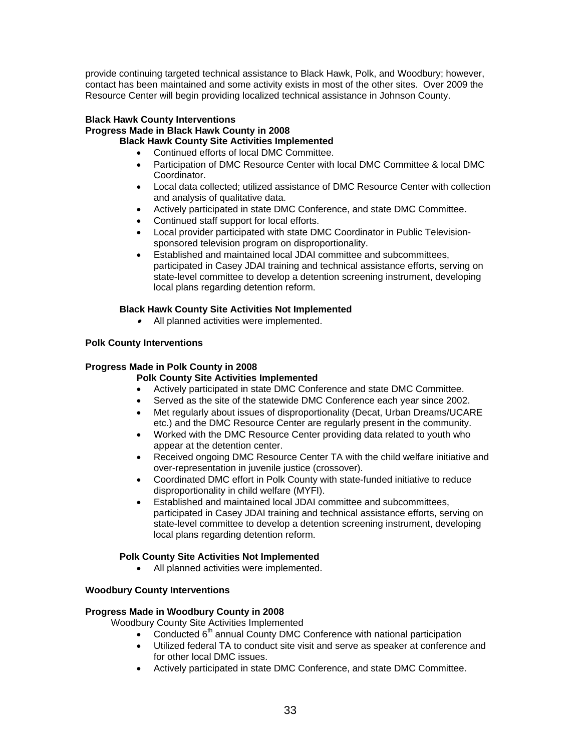provide continuing targeted technical assistance to Black Hawk, Polk, and Woodbury; however, contact has been maintained and some activity exists in most of the other sites. Over 2009 the Resource Center will begin providing localized technical assistance in Johnson County.

**Black Hawk County Interventions**
**Progress Made in Black Hawk County in 2008**

**Black Hawk County Site Activities Implemented**

- Continued efforts of local DMC Committee.
- Participation of DMC Resource Center with local DMC Committee & local DMC Coordinator.
- Local data collected; utilized assistance of DMC Resource Center with collection and analysis of qualitative data.
- Actively participated in state DMC Conference, and state DMC Committee.
- Continued staff support for local efforts.
- Local provider participated with state DMC Coordinator in Public Television-sponsored television program on disproportionality.
- Established and maintained local JDAI committee and subcommittees, participated in Casey JDAI training and technical assistance efforts, serving on state-level committee to develop a detention screening instrument, developing local plans regarding detention reform.

**Black Hawk County Site Activities Not Implemented**

- All planned activities were implemented.

**Polk County Interventions**

**Progress Made in Polk County in 2008**

**Polk County Site Activities Implemented**

- Actively participated in state DMC Conference and state DMC Committee.
- Served as the site of the statewide DMC Conference each year since 2002.
- Met regularly about issues of disproportionality (Decat, Urban Dreams/UCARE etc.) and the DMC Resource Center are regularly present in the community.
- Worked with the DMC Resource Center providing data related to youth who appear at the detention center.
- Received ongoing DMC Resource Center TA with the child welfare initiative and over-representation in juvenile justice (crossover).
- Coordinated DMC effort in Polk County with state-funded initiative to reduce disproportionality in child welfare (MYFI).
- Established and maintained local JDAI committee and subcommittees, participated in Casey JDAI training and technical assistance efforts, serving on state-level committee to develop a detention screening instrument, developing local plans regarding detention reform.

**Polk County Site Activities Not Implemented**

- All planned activities were implemented.

**Woodbury County Interventions**

**Progress Made in Woodbury County in 2008**

Woodbury County Site Activities Implemented

- Conducted 6th annual County DMC Conference with national participation
- Utilized federal TA to conduct site visit and serve as speaker at conference and for other local DMC issues.
- Actively participated in state DMC Conference, and state DMC Committee.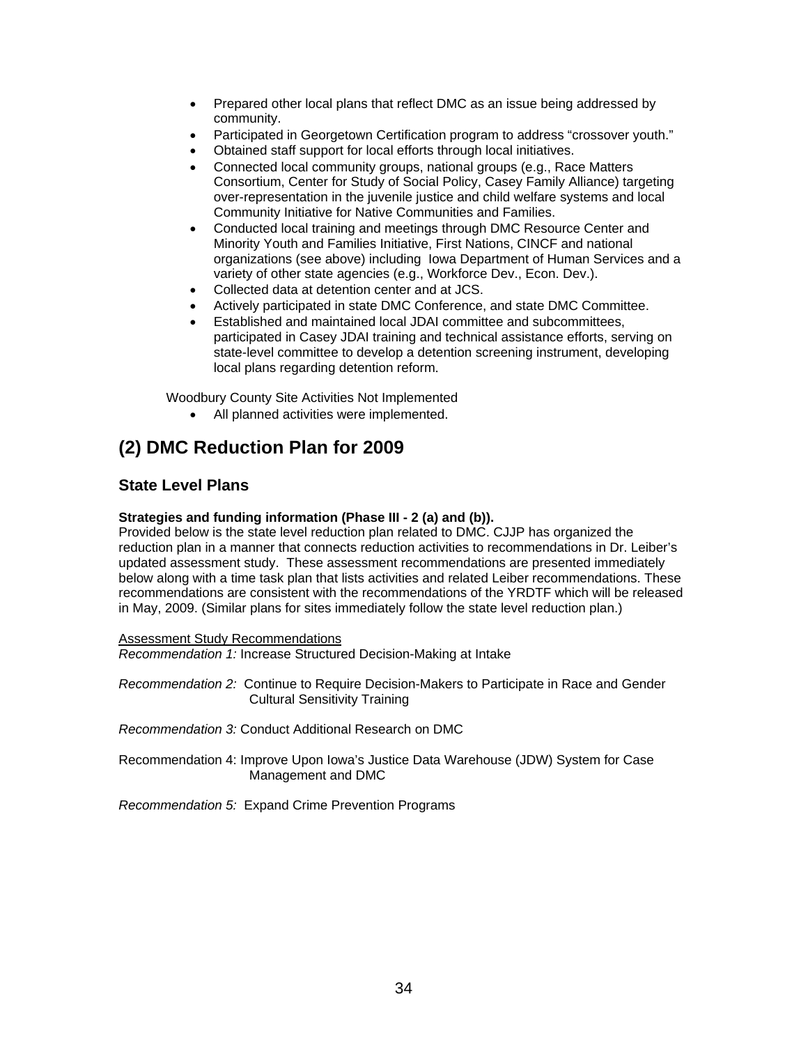- Prepared other local plans that reflect DMC as an issue being addressed by community.
- Participated in Georgetown Certification program to address "crossover youth."
- Obtained staff support for local efforts through local initiatives.
- Connected local community groups, national groups (e.g., Race Matters Consortium, Center for Study of Social Policy, Casey Family Alliance) targeting over-representation in the juvenile justice and child welfare systems and local Community Initiative for Native Communities and Families.
- Conducted local training and meetings through DMC Resource Center and Minority Youth and Families Initiative, First Nations, CINCF and national organizations (see above) including Iowa Department of Human Services and a variety of other state agencies (e.g., Workforce Dev., Econ. Dev.).
- Collected data at detention center and at JCS.
- Actively participated in state DMC Conference, and state DMC Committee.
- Established and maintained local JDAI committee and subcommittees, participated in Casey JDAI training and technical assistance efforts, serving on state-level committee to develop a detention screening instrument, developing local plans regarding detention reform.

Woodbury County Site Activities Not Implemented

- All planned activities were implemented.

## (2) DMC Reduction Plan for 2009

### State Level Plans

**Strategies and funding information (Phase III - 2 (a) and (b)).**
Provided below is the state level reduction plan related to DMC. CJJP has organized the reduction plan in a manner that connects reduction activities to recommendations in Dr. Leiber's updated assessment study. These assessment recommendations are presented immediately below along with a time task plan that lists activities and related Leiber recommendations. These recommendations are consistent with the recommendations of the YRDTF which will be released in May, 2009. (Similar plans for sites immediately follow the state level reduction plan.)

<u>Assessment Study Recommendations</u>
*Recommendation 1:* Increase Structured Decision-Making at Intake

*Recommendation 2:* Continue to Require Decision-Makers to Participate in Race and Gender Cultural Sensitivity Training

*Recommendation 3:* Conduct Additional Research on DMC

Recommendation 4: Improve Upon Iowa's Justice Data Warehouse (JDW) System for Case Management and DMC

*Recommendation 5:* Expand Crime Prevention Programs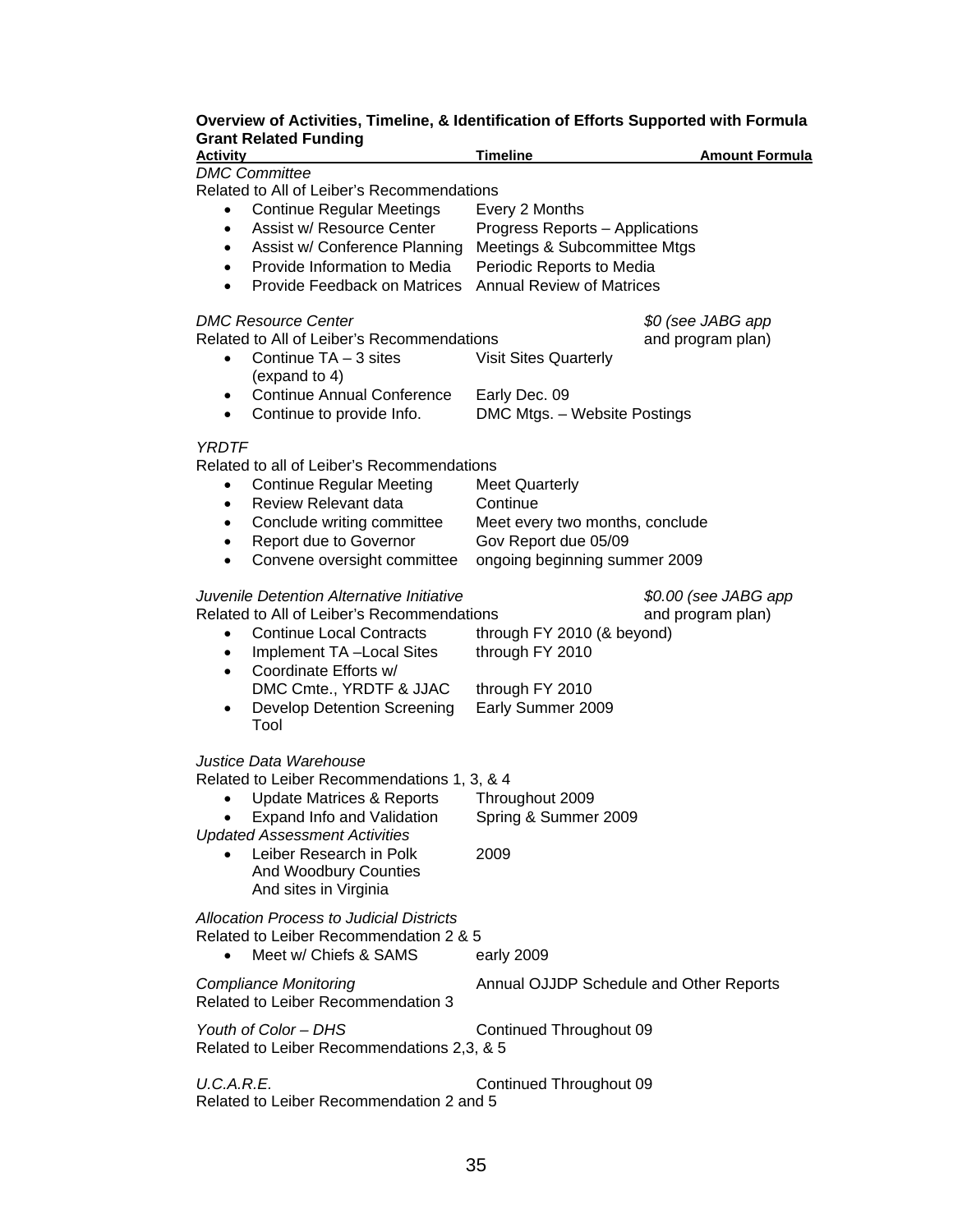**Overview of Activities, Timeline, & Identification of Efforts Supported with Formula Grant Related Funding**

| Activity | Timeline | Amount Formula |
|---|---|---|
| *DMC Committee* | | |
| Related to All of Leiber's Recommendations | | |
| • Continue Regular Meetings | Every 2 Months | |
| • Assist w/ Resource Center | Progress Reports – Applications | |
| • Assist w/ Conference Planning | Meetings & Subcommittee Mtgs | |
| • Provide Information to Media | Periodic Reports to Media | |
| • Provide Feedback on Matrices | Annual Review of Matrices | |
| *DMC Resource Center* | | *$0 (see JABG app* |
| Related to All of Leiber's Recommendations | | and program plan) |
| • Continue TA – 3 sites (expand to 4) | Visit Sites Quarterly | |
| • Continue Annual Conference | Early Dec. 09 | |
| • Continue to provide Info. | DMC Mtgs. – Website Postings | |
| *YRDTF* | | |
| Related to all of Leiber's Recommendations | | |
| • Continue Regular Meeting | Meet Quarterly | |
| • Review Relevant data | Continue | |
| • Conclude writing committee | Meet every two months, conclude | |
| • Report due to Governor | Gov Report due 05/09 | |
| • Convene oversight committee | ongoing beginning summer 2009 | |
| *Juvenile Detention Alternative Initiative* | | *$0.00 (see JABG app* |
| Related to All of Leiber's Recommendations | | and program plan) |
| • Continue Local Contracts | through FY 2010 (& beyond) | |
| • Implement TA –Local Sites | through FY 2010 | |
| • Coordinate Efforts w/ DMC Cmte., YRDTF & JJAC | through FY 2010 | |
| • Develop Detention Screening Tool | Early Summer 2009 | |
| *Justice Data Warehouse* | | |
| Related to Leiber Recommendations 1, 3, & 4 | | |
| • Update Matrices & Reports | Throughout 2009 | |
| • Expand Info and Validation | Spring & Summer 2009 | |
| *Updated Assessment Activities* | | |
| • Leiber Research in Polk And Woodbury Counties And sites in Virginia | 2009 | |
| *Allocation Process to Judicial Districts* | | |
| Related to Leiber Recommendation 2 & 5 | | |
| • Meet w/ Chiefs & SAMS | early 2009 | |
| *Compliance Monitoring* | Annual OJJDP Schedule and Other Reports | |
| Related to Leiber Recommendation 3 | | |
| *Youth of Color – DHS* | Continued Throughout 09 | |
| Related to Leiber Recommendations 2,3, & 5 | | |
| *U.C.A.R.E.* | Continued Throughout 09 | |
| Related to Leiber Recommendation 2 and 5 | | |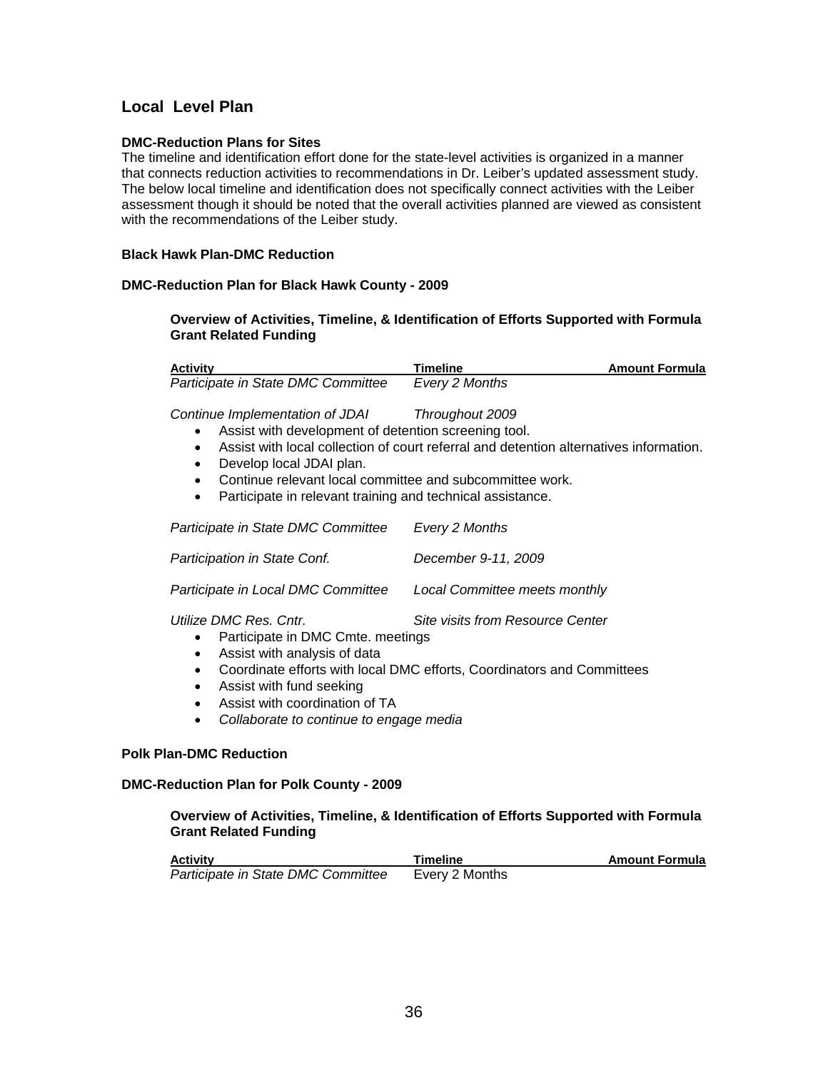## Local Level Plan

**DMC-Reduction Plans for Sites**

The timeline and identification effort done for the state-level activities is organized in a manner that connects reduction activities to recommendations in Dr. Leiber's updated assessment study. The below local timeline and identification does not specifically connect activities with the Leiber assessment though it should be noted that the overall activities planned are viewed as consistent with the recommendations of the Leiber study.

**Black Hawk Plan-DMC Reduction**

**DMC-Reduction Plan for Black Hawk County - 2009**

**Overview of Activities, Timeline, & Identification of Efforts Supported with Formula Grant Related Funding**

| Activity | Timeline | Amount Formula |
|---|---|---|
| *Participate in State DMC Committee* | *Every 2 Months* | |

*Continue Implementation of JDAI* — *Throughout 2009*

- Assist with development of detention screening tool.
- Assist with local collection of court referral and detention alternatives information.
- Develop local JDAI plan.
- Continue relevant local committee and subcommittee work.
- Participate in relevant training and technical assistance.

| | | |
|---|---|---|
| *Participate in State DMC Committee* | *Every 2 Months* | |
| *Participation in State Conf.* | *December 9-11, 2009* | |
| *Participate in Local DMC Committee* | *Local Committee meets monthly* | |

*Utilize DMC Res. Cntr.* — *Site visits from Resource Center*

- Participate in DMC Cmte. meetings
- Assist with analysis of data
- Coordinate efforts with local DMC efforts, Coordinators and Committees
- Assist with fund seeking
- Assist with coordination of TA
- *Collaborate to continue to engage media*

**Polk Plan-DMC Reduction**

**DMC-Reduction Plan for Polk County - 2009**

**Overview of Activities, Timeline, & Identification of Efforts Supported with Formula Grant Related Funding**

| Activity | Timeline | Amount Formula |
|---|---|---|
| *Participate in State DMC Committee* | Every 2 Months | |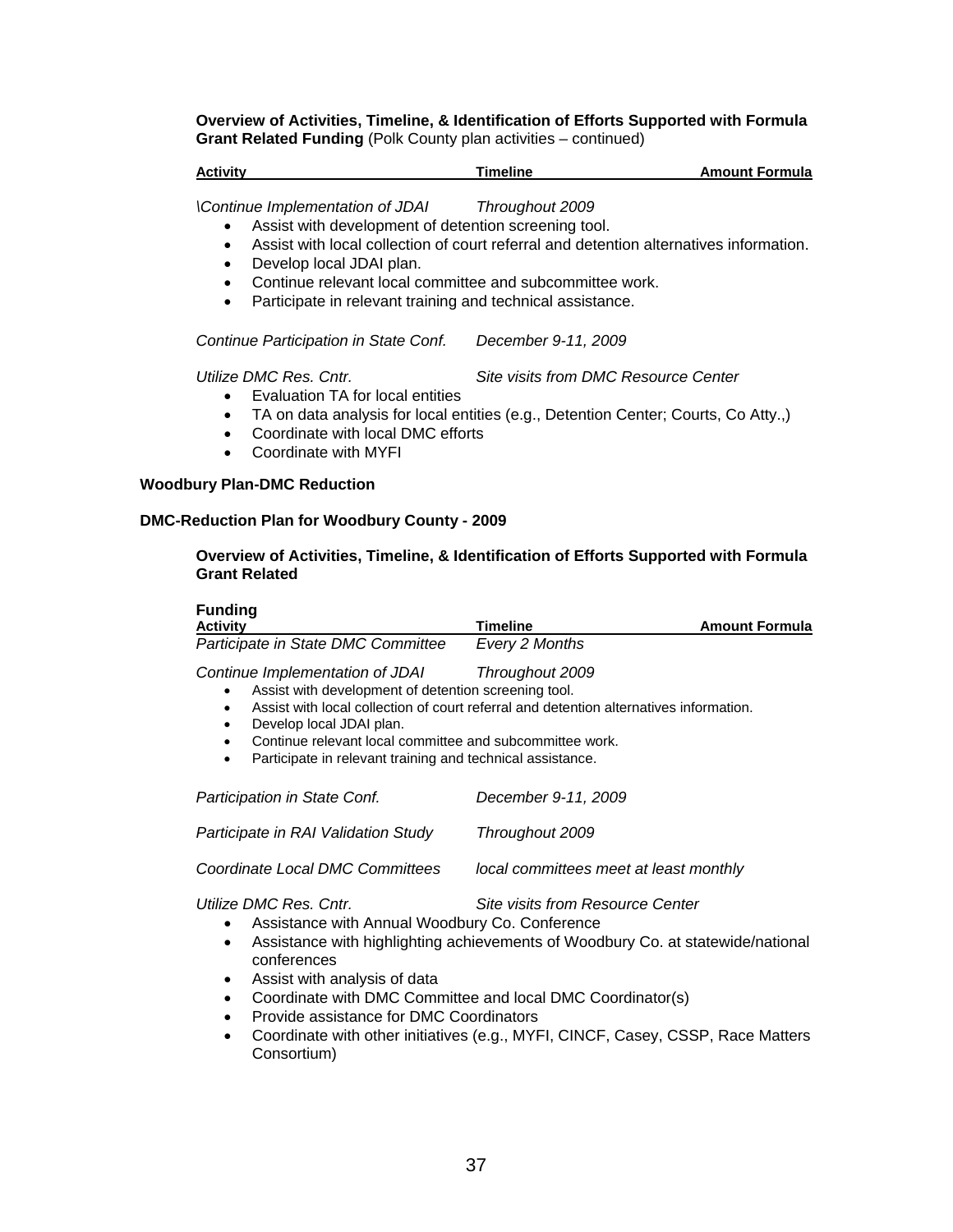**Overview of Activities, Timeline, & Identification of Efforts Supported with Formula Grant Related Funding** (Polk County plan activities – continued)

| Activity | Timeline | Amount Formula |
|---|---|---|

*\Continue Implementation of JDAI* *Throughout 2009*

- Assist with development of detention screening tool.
- Assist with local collection of court referral and detention alternatives information.
- Develop local JDAI plan.
- Continue relevant local committee and subcommittee work.
- Participate in relevant training and technical assistance.

*Continue Participation in State Conf.* *December 9-11, 2009*

*Utilize DMC Res. Cntr.* *Site visits from DMC Resource Center*

- Evaluation TA for local entities
- TA on data analysis for local entities (e.g., Detention Center; Courts, Co Atty.,)
- Coordinate with local DMC efforts
- Coordinate with MYFI

**Woodbury Plan-DMC Reduction**

**DMC-Reduction Plan for Woodbury County - 2009**

**Overview of Activities, Timeline, & Identification of Efforts Supported with Formula Grant Related**

**Funding**

| Activity | Timeline | Amount Formula |
|---|---|---|
| *Participate in State DMC Committee* | *Every 2 Months* | |

*Continue Implementation of JDAI* *Throughout 2009*

- Assist with development of detention screening tool.
- Assist with local collection of court referral and detention alternatives information.
- Develop local JDAI plan.
- Continue relevant local committee and subcommittee work.
- Participate in relevant training and technical assistance.

*Participation in State Conf.* *December 9-11, 2009*

*Participate in RAI Validation Study* *Throughout 2009*

*Coordinate Local DMC Committees* *local committees meet at least monthly*

*Utilize DMC Res. Cntr.* *Site visits from Resource Center*

- Assistance with Annual Woodbury Co. Conference
- Assistance with highlighting achievements of Woodbury Co. at statewide/national conferences
- Assist with analysis of data
- Coordinate with DMC Committee and local DMC Coordinator(s)
- Provide assistance for DMC Coordinators
- Coordinate with other initiatives (e.g., MYFI, CINCF, Casey, CSSP, Race Matters Consortium)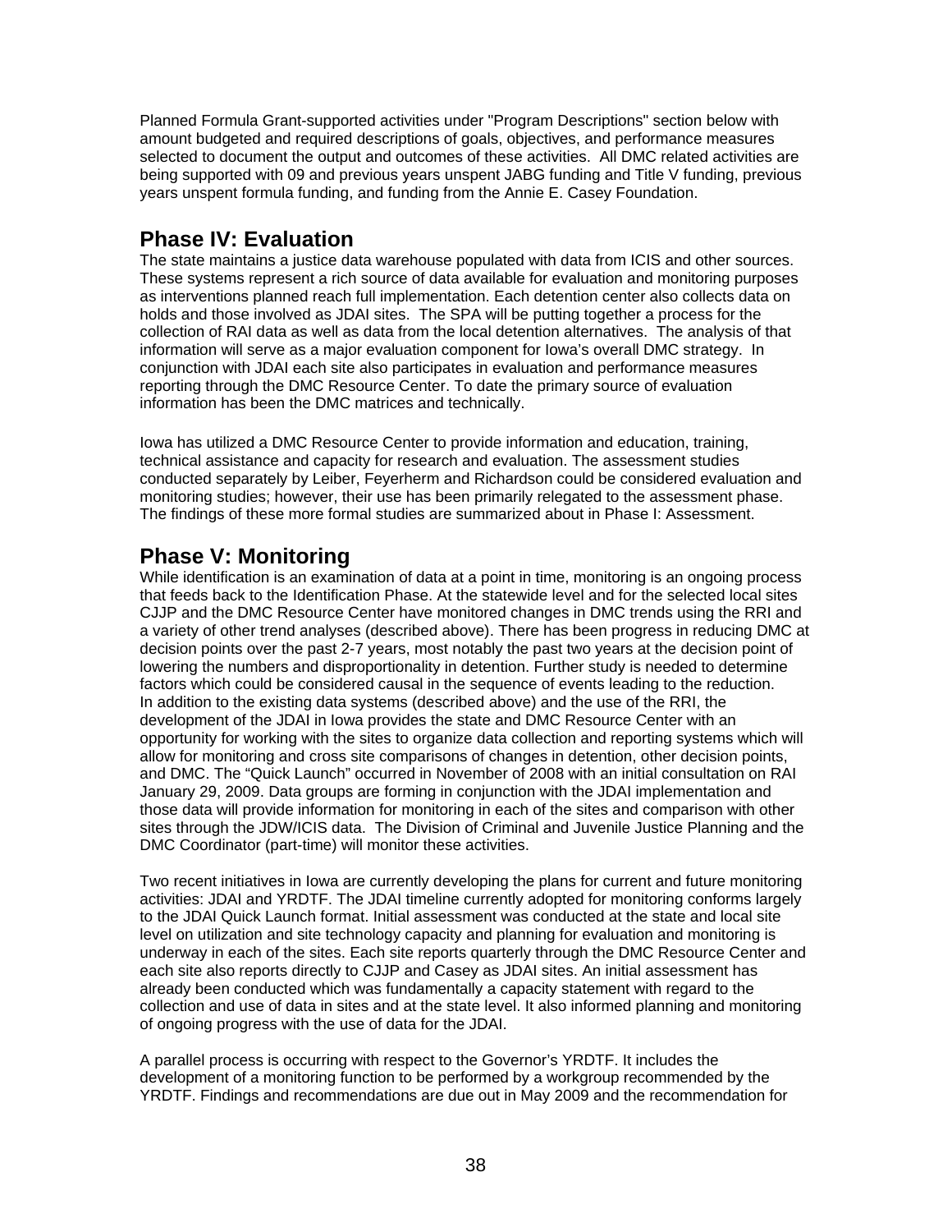Planned Formula Grant-supported activities under "Program Descriptions" section below with amount budgeted and required descriptions of goals, objectives, and performance measures selected to document the output and outcomes of these activities. All DMC related activities are being supported with 09 and previous years unspent JABG funding and Title V funding, previous years unspent formula funding, and funding from the Annie E. Casey Foundation.

## Phase IV: Evaluation

The state maintains a justice data warehouse populated with data from ICIS and other sources. These systems represent a rich source of data available for evaluation and monitoring purposes as interventions planned reach full implementation. Each detention center also collects data on holds and those involved as JDAI sites. The SPA will be putting together a process for the collection of RAI data as well as data from the local detention alternatives. The analysis of that information will serve as a major evaluation component for Iowa's overall DMC strategy. In conjunction with JDAI each site also participates in evaluation and performance measures reporting through the DMC Resource Center. To date the primary source of evaluation information has been the DMC matrices and technically.

Iowa has utilized a DMC Resource Center to provide information and education, training, technical assistance and capacity for research and evaluation. The assessment studies conducted separately by Leiber, Feyerherm and Richardson could be considered evaluation and monitoring studies; however, their use has been primarily relegated to the assessment phase. The findings of these more formal studies are summarized about in Phase I: Assessment.

## Phase V: Monitoring

While identification is an examination of data at a point in time, monitoring is an ongoing process that feeds back to the Identification Phase. At the statewide level and for the selected local sites CJJP and the DMC Resource Center have monitored changes in DMC trends using the RRI and a variety of other trend analyses (described above). There has been progress in reducing DMC at decision points over the past 2-7 years, most notably the past two years at the decision point of lowering the numbers and disproportionality in detention. Further study is needed to determine factors which could be considered causal in the sequence of events leading to the reduction. In addition to the existing data systems (described above) and the use of the RRI, the development of the JDAI in Iowa provides the state and DMC Resource Center with an opportunity for working with the sites to organize data collection and reporting systems which will allow for monitoring and cross site comparisons of changes in detention, other decision points, and DMC. The "Quick Launch" occurred in November of 2008 with an initial consultation on RAI January 29, 2009. Data groups are forming in conjunction with the JDAI implementation and those data will provide information for monitoring in each of the sites and comparison with other sites through the JDW/ICIS data. The Division of Criminal and Juvenile Justice Planning and the DMC Coordinator (part-time) will monitor these activities.

Two recent initiatives in Iowa are currently developing the plans for current and future monitoring activities: JDAI and YRDTF. The JDAI timeline currently adopted for monitoring conforms largely to the JDAI Quick Launch format. Initial assessment was conducted at the state and local site level on utilization and site technology capacity and planning for evaluation and monitoring is underway in each of the sites. Each site reports quarterly through the DMC Resource Center and each site also reports directly to CJJP and Casey as JDAI sites. An initial assessment has already been conducted which was fundamentally a capacity statement with regard to the collection and use of data in sites and at the state level. It also informed planning and monitoring of ongoing progress with the use of data for the JDAI.

A parallel process is occurring with respect to the Governor's YRDTF. It includes the development of a monitoring function to be performed by a workgroup recommended by the YRDTF. Findings and recommendations are due out in May 2009 and the recommendation for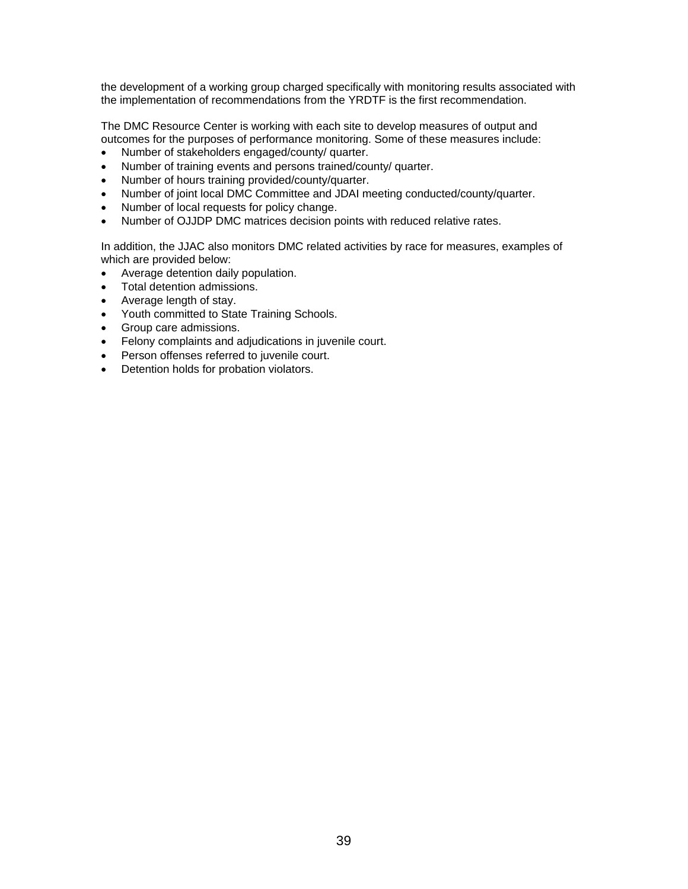the development of a working group charged specifically with monitoring results associated with the implementation of recommendations from the YRDTF is the first recommendation.

The DMC Resource Center is working with each site to develop measures of output and outcomes for the purposes of performance monitoring. Some of these measures include:

- Number of stakeholders engaged/county/ quarter.
- Number of training events and persons trained/county/ quarter.
- Number of hours training provided/county/quarter.
- Number of joint local DMC Committee and JDAI meeting conducted/county/quarter.
- Number of local requests for policy change.
- Number of OJJDP DMC matrices decision points with reduced relative rates.

In addition, the JJAC also monitors DMC related activities by race for measures, examples of which are provided below:

- Average detention daily population.
- Total detention admissions.
- Average length of stay.
- Youth committed to State Training Schools.
- Group care admissions.
- Felony complaints and adjudications in juvenile court.
- Person offenses referred to juvenile court.
- Detention holds for probation violators.